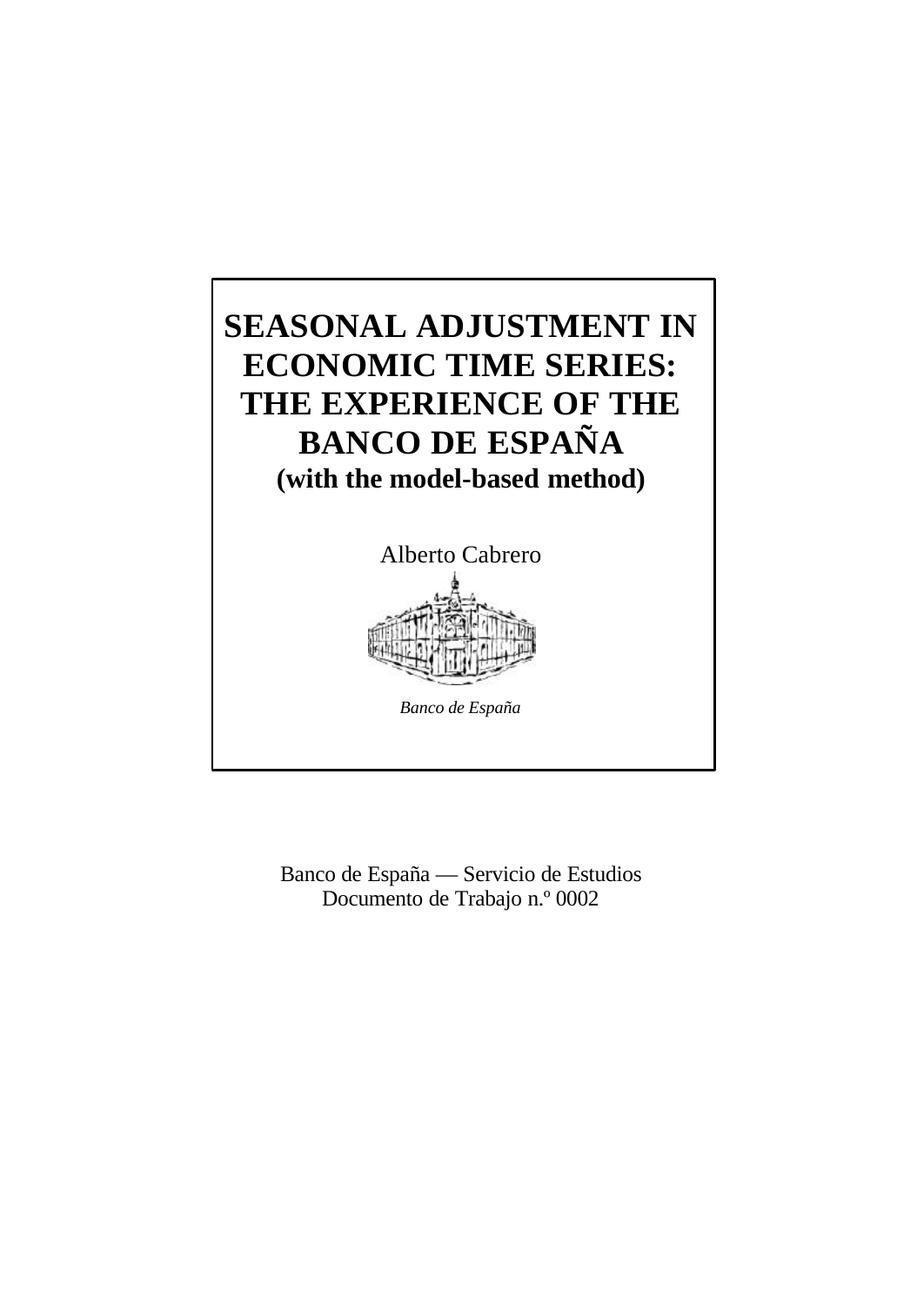# SEASONAL ADJUSTMENT IN ECONOMIC TIME SERIES: THE EXPERIENCE OF THE BANCO DE ESPAÑA

**(with the model-based method)**

Alberto Cabrero

*Banco de España*

Banco de España — Servicio de Estudios
Documento de Trabajo n.º 0002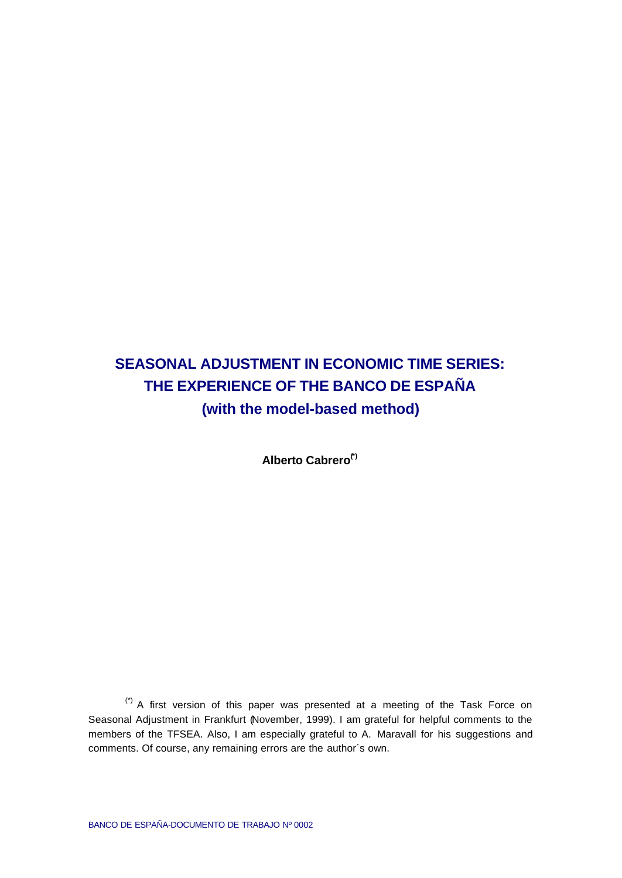# SEASONAL ADJUSTMENT IN ECONOMIC TIME SERIES: THE EXPERIENCE OF THE BANCO DE ESPAÑA (with the model-based method)

**Alberto Cabrero**[(*)]

[(*)] A first version of this paper was presented at a meeting of the Task Force on Seasonal Adjustment in Frankfurt (November, 1999). I am grateful for helpful comments to the members of the TFSEA. Also, I am especially grateful to A. Maravall for his suggestions and comments. Of course, any remaining errors are the author´s own.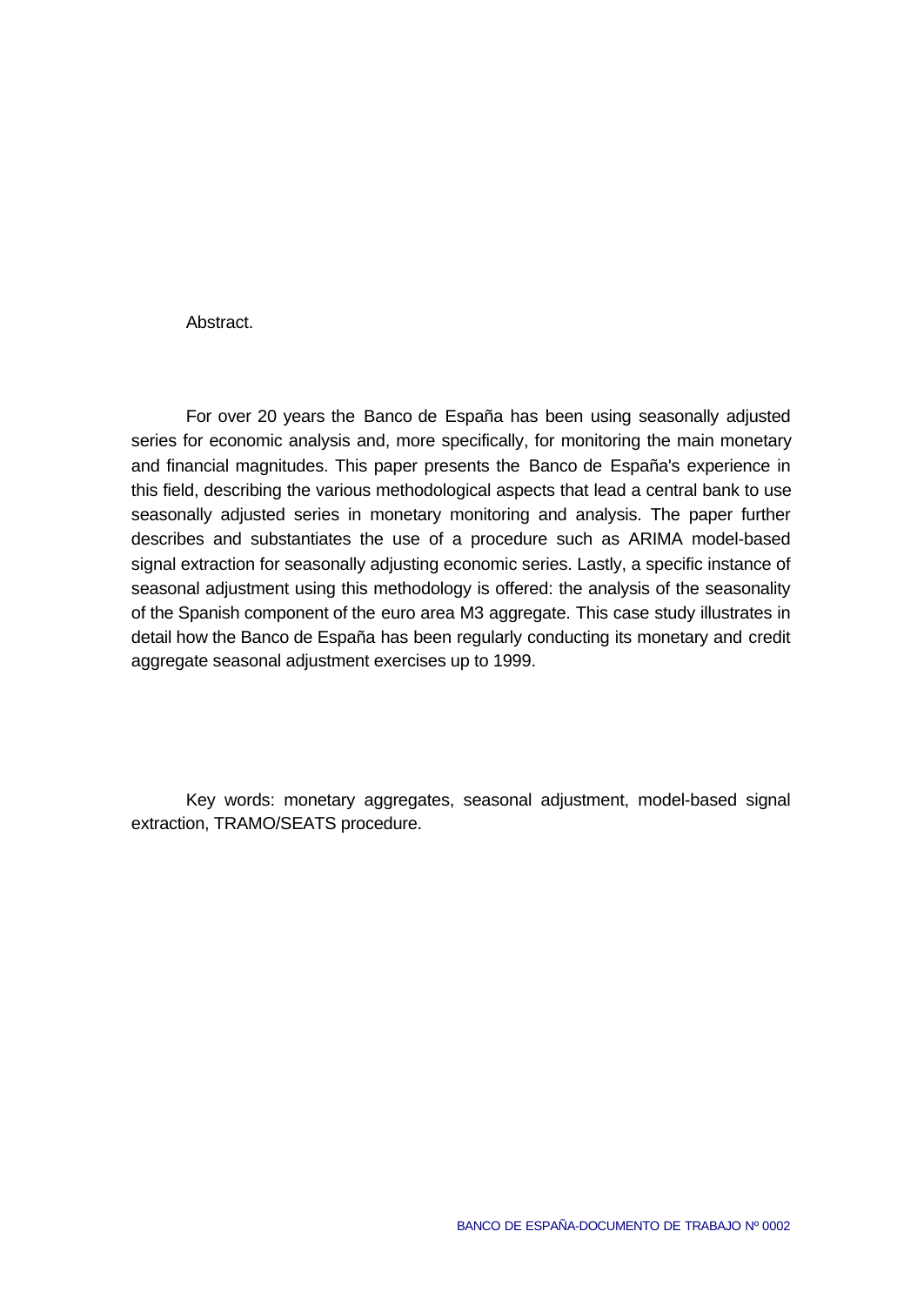## Abstract.

For over 20 years the Banco de España has been using seasonally adjusted series for economic analysis and, more specifically, for monitoring the main monetary and financial magnitudes. This paper presents the Banco de España's experience in this field, describing the various methodological aspects that lead a central bank to use seasonally adjusted series in monetary monitoring and analysis. The paper further describes and substantiates the use of a procedure such as ARIMA model-based signal extraction for seasonally adjusting economic series. Lastly, a specific instance of seasonal adjustment using this methodology is offered: the analysis of the seasonality of the Spanish component of the euro area M3 aggregate. This case study illustrates in detail how the Banco de España has been regularly conducting its monetary and credit aggregate seasonal adjustment exercises up to 1999.

Key words: monetary aggregates, seasonal adjustment, model-based signal extraction, TRAMO/SEATS procedure.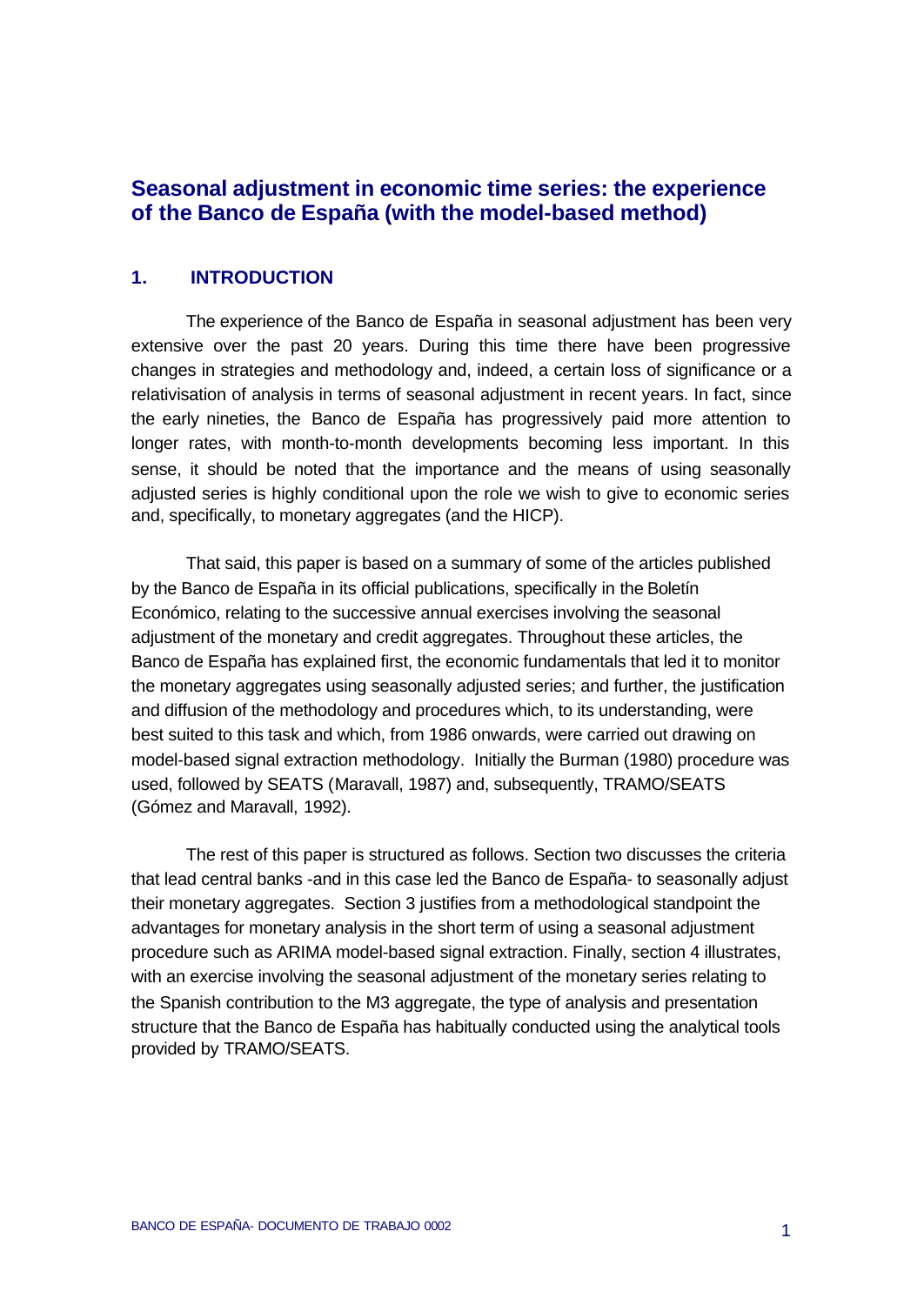# Seasonal adjustment in economic time series: the experience of the Banco de España (with the model-based method)

## 1. INTRODUCTION

The experience of the Banco de España in seasonal adjustment has been very extensive over the past 20 years. During this time there have been progressive changes in strategies and methodology and, indeed, a certain loss of significance or a relativisation of analysis in terms of seasonal adjustment in recent years. In fact, since the early nineties, the Banco de España has progressively paid more attention to longer rates, with month-to-month developments becoming less important. In this sense, it should be noted that the importance and the means of using seasonally adjusted series is highly conditional upon the role we wish to give to economic series and, specifically, to monetary aggregates (and the HICP).

That said, this paper is based on a summary of some of the articles published by the Banco de España in its official publications, specifically in the Boletín Económico, relating to the successive annual exercises involving the seasonal adjustment of the monetary and credit aggregates. Throughout these articles, the Banco de España has explained first, the economic fundamentals that led it to monitor the monetary aggregates using seasonally adjusted series; and further, the justification and diffusion of the methodology and procedures which, to its understanding, were best suited to this task and which, from 1986 onwards, were carried out drawing on model-based signal extraction methodology. Initially the Burman (1980) procedure was used, followed by SEATS (Maravall, 1987) and, subsequently, TRAMO/SEATS (Gómez and Maravall, 1992).

The rest of this paper is structured as follows. Section two discusses the criteria that lead central banks -and in this case led the Banco de España- to seasonally adjust their monetary aggregates. Section 3 justifies from a methodological standpoint the advantages for monetary analysis in the short term of using a seasonal adjustment procedure such as ARIMA model-based signal extraction. Finally, section 4 illustrates, with an exercise involving the seasonal adjustment of the monetary series relating to the Spanish contribution to the M3 aggregate, the type of analysis and presentation structure that the Banco de España has habitually conducted using the analytical tools provided by TRAMO/SEATS.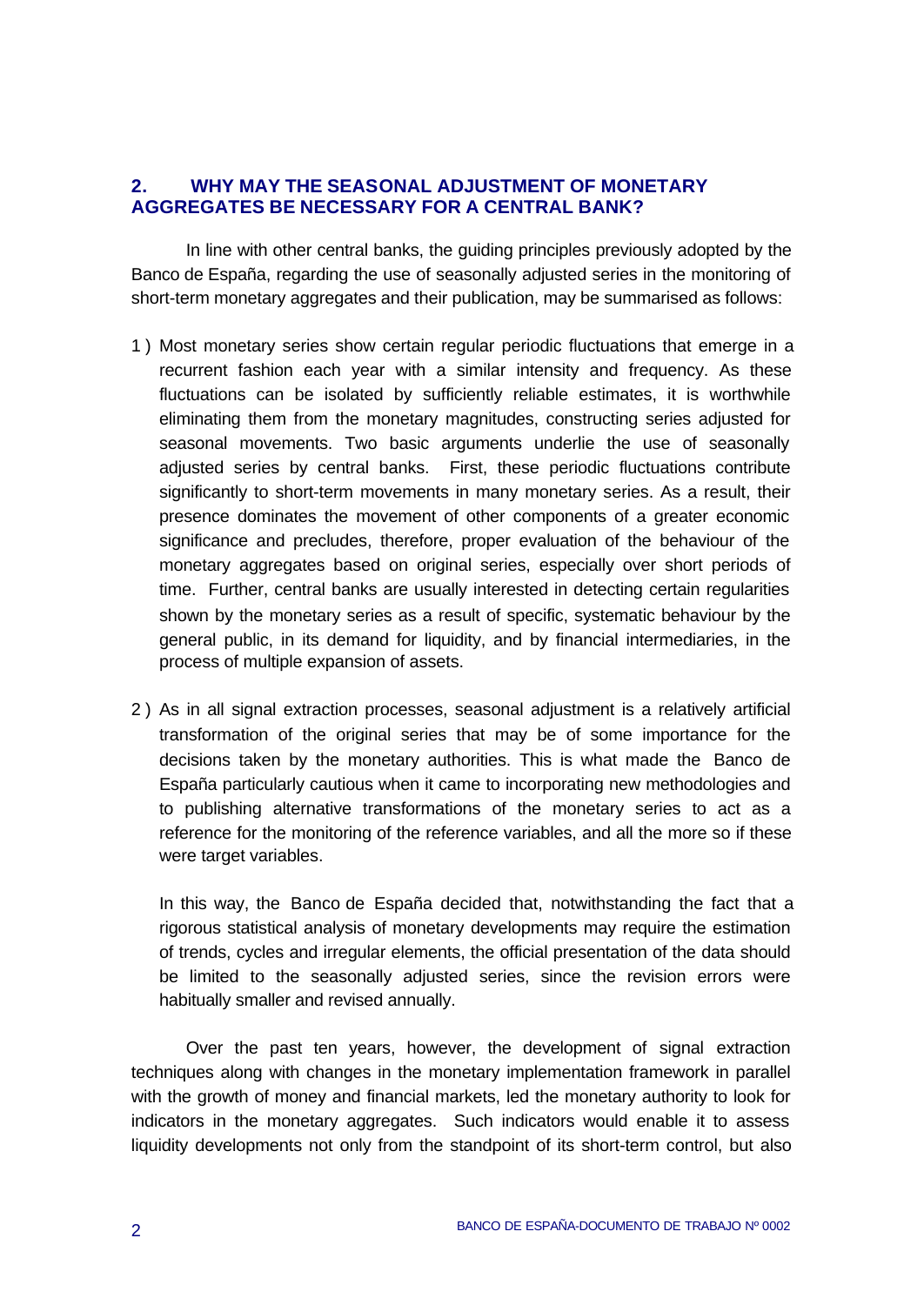## 2. WHY MAY THE SEASONAL ADJUSTMENT OF MONETARY AGGREGATES BE NECESSARY FOR A CENTRAL BANK?

In line with other central banks, the guiding principles previously adopted by the Banco de España, regarding the use of seasonally adjusted series in the monitoring of short-term monetary aggregates and their publication, may be summarised as follows:

1 ) Most monetary series show certain regular periodic fluctuations that emerge in a recurrent fashion each year with a similar intensity and frequency. As these fluctuations can be isolated by sufficiently reliable estimates, it is worthwhile eliminating them from the monetary magnitudes, constructing series adjusted for seasonal movements. Two basic arguments underlie the use of seasonally adjusted series by central banks. First, these periodic fluctuations contribute significantly to short-term movements in many monetary series. As a result, their presence dominates the movement of other components of a greater economic significance and precludes, therefore, proper evaluation of the behaviour of the monetary aggregates based on original series, especially over short periods of time. Further, central banks are usually interested in detecting certain regularities shown by the monetary series as a result of specific, systematic behaviour by the general public, in its demand for liquidity, and by financial intermediaries, in the process of multiple expansion of assets.

2 ) As in all signal extraction processes, seasonal adjustment is a relatively artificial transformation of the original series that may be of some importance for the decisions taken by the monetary authorities. This is what made the Banco de España particularly cautious when it came to incorporating new methodologies and to publishing alternative transformations of the monetary series to act as a reference for the monitoring of the reference variables, and all the more so if these were target variables.

   In this way, the Banco de España decided that, notwithstanding the fact that a rigorous statistical analysis of monetary developments may require the estimation of trends, cycles and irregular elements, the official presentation of the data should be limited to the seasonally adjusted series, since the revision errors were habitually smaller and revised annually.

Over the past ten years, however, the development of signal extraction techniques along with changes in the monetary implementation framework in parallel with the growth of money and financial markets, led the monetary authority to look for indicators in the monetary aggregates. Such indicators would enable it to assess liquidity developments not only from the standpoint of its short-term control, but also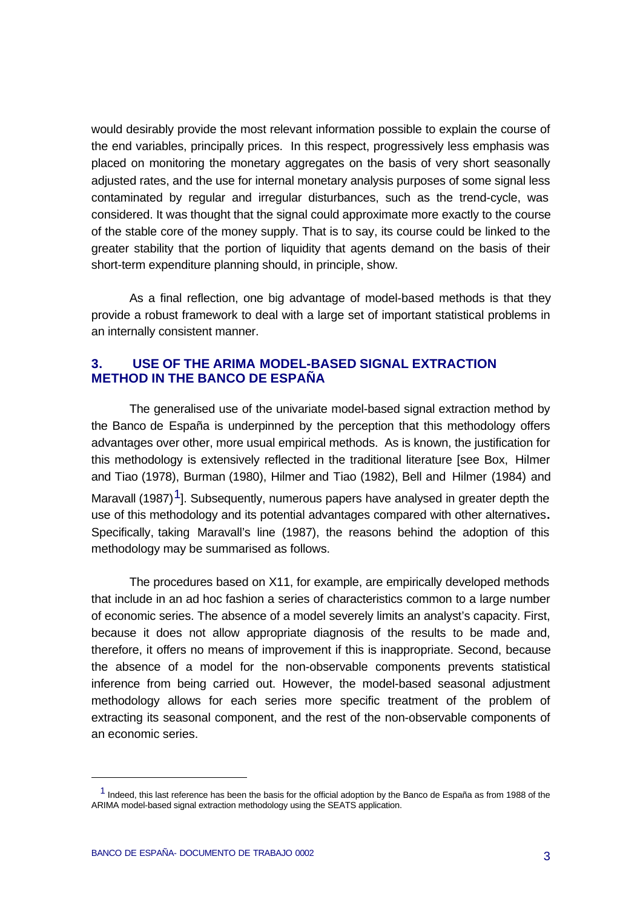would desirably provide the most relevant information possible to explain the course of the end variables, principally prices. In this respect, progressively less emphasis was placed on monitoring the monetary aggregates on the basis of very short seasonally adjusted rates, and the use for internal monetary analysis purposes of some signal less contaminated by regular and irregular disturbances, such as the trend-cycle, was considered. It was thought that the signal could approximate more exactly to the course of the stable core of the money supply. That is to say, its course could be linked to the greater stability that the portion of liquidity that agents demand on the basis of their short-term expenditure planning should, in principle, show.

As a final reflection, one big advantage of model-based methods is that they provide a robust framework to deal with a large set of important statistical problems in an internally consistent manner.

## 3. USE OF THE ARIMA MODEL-BASED SIGNAL EXTRACTION METHOD IN THE BANCO DE ESPAÑA

The generalised use of the univariate model-based signal extraction method by the Banco de España is underpinned by the perception that this methodology offers advantages over other, more usual empirical methods. As is known, the justification for this methodology is extensively reflected in the traditional literature [see Box, Hilmer and Tiao (1978), Burman (1980), Hilmer and Tiao (1982), Bell and Hilmer (1984) and Maravall (1987)[1]]. Subsequently, numerous papers have analysed in greater depth the use of this methodology and its potential advantages compared with other alternatives**.** Specifically, taking Maravall's line (1987), the reasons behind the adoption of this methodology may be summarised as follows.

The procedures based on X11, for example, are empirically developed methods that include in an ad hoc fashion a series of characteristics common to a large number of economic series. The absence of a model severely limits an analyst's capacity. First, because it does not allow appropriate diagnosis of the results to be made and, therefore, it offers no means of improvement if this is inappropriate. Second, because the absence of a model for the non-observable components prevents statistical inference from being carried out. However, the model-based seasonal adjustment methodology allows for each series more specific treatment of the problem of extracting its seasonal component, and the rest of the non-observable components of an economic series.

[1] Indeed, this last reference has been the basis for the official adoption by the Banco de España as from 1988 of the ARIMA model-based signal extraction methodology using the SEATS application.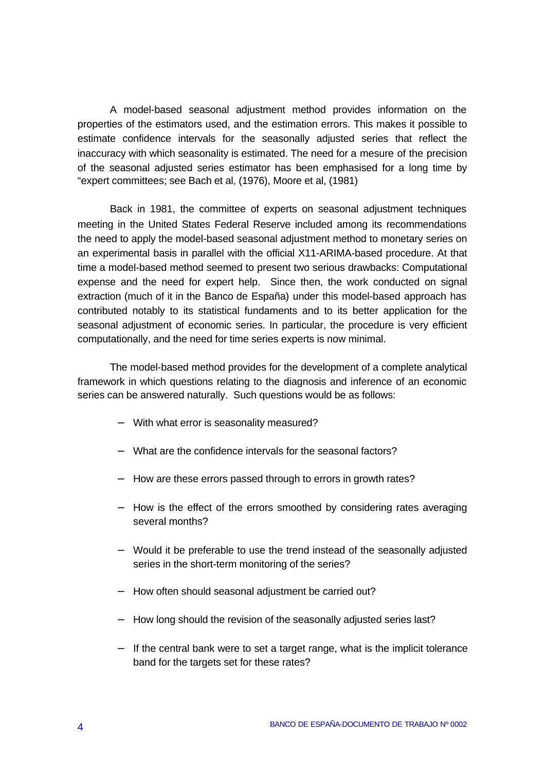A model-based seasonal adjustment method provides information on the properties of the estimators used, and the estimation errors. This makes it possible to estimate confidence intervals for the seasonally adjusted series that reflect the inaccuracy with which seasonality is estimated. The need for a mesure of the precision of the seasonal adjusted series estimator has been emphasised for a long time by "expert committees; see Bach et al, (1976), Moore et al, (1981)

Back in 1981, the committee of experts on seasonal adjustment techniques meeting in the United States Federal Reserve included among its recommendations the need to apply the model-based seasonal adjustment method to monetary series on an experimental basis in parallel with the official X11-ARIMA-based procedure. At that time a model-based method seemed to present two serious drawbacks: Computational expense and the need for expert help. Since then, the work conducted on signal extraction (much of it in the Banco de España) under this model-based approach has contributed notably to its statistical fundaments and to its better application for the seasonal adjustment of economic series. In particular, the procedure is very efficient computationally, and the need for time series experts is now minimal.

The model-based method provides for the development of a complete analytical framework in which questions relating to the diagnosis and inference of an economic series can be answered naturally. Such questions would be as follows:

- With what error is seasonality measured?
- What are the confidence intervals for the seasonal factors?
- How are these errors passed through to errors in growth rates?
- How is the effect of the errors smoothed by considering rates averaging several months?
- Would it be preferable to use the trend instead of the seasonally adjusted series in the short-term monitoring of the series?
- How often should seasonal adjustment be carried out?
- How long should the revision of the seasonally adjusted series last?
- If the central bank were to set a target range, what is the implicit tolerance band for the targets set for these rates?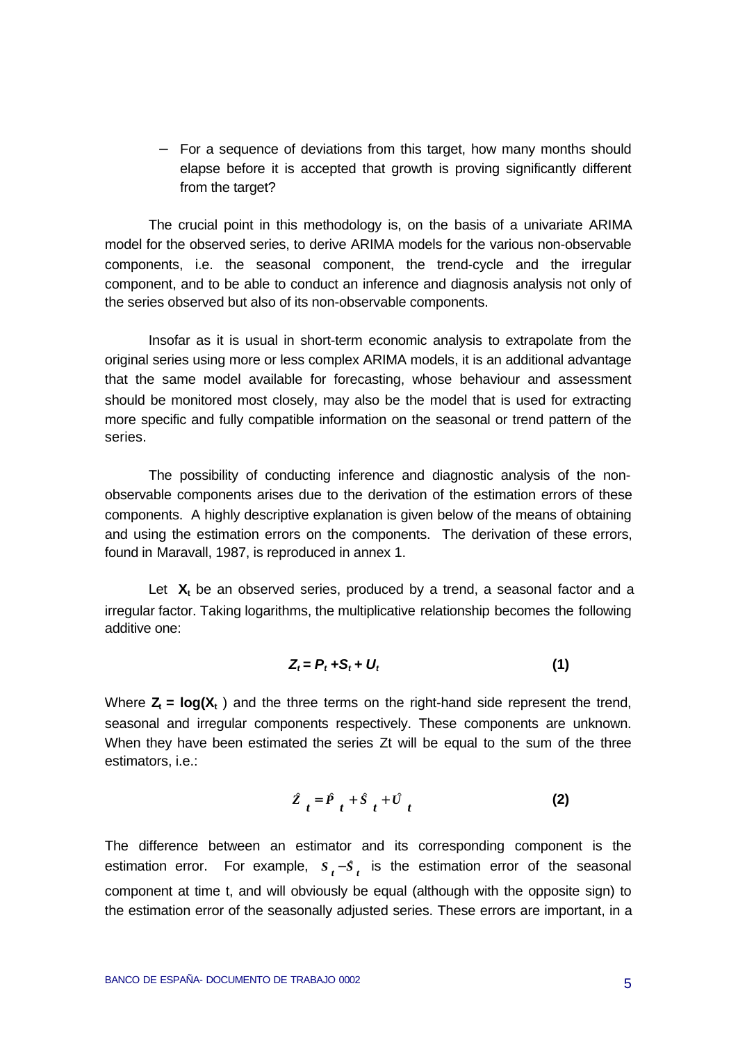– For a sequence of deviations from this target, how many months should elapse before it is accepted that growth is proving significantly different from the target?

The crucial point in this methodology is, on the basis of a univariate ARIMA model for the observed series, to derive ARIMA models for the various non-observable components, i.e. the seasonal component, the trend-cycle and the irregular component, and to be able to conduct an inference and diagnosis analysis not only of the series observed but also of its non-observable components.

Insofar as it is usual in short-term economic analysis to extrapolate from the original series using more or less complex ARIMA models, it is an additional advantage that the same model available for forecasting, whose behaviour and assessment should be monitored most closely, may also be the model that is used for extracting more specific and fully compatible information on the seasonal or trend pattern of the series.

The possibility of conducting inference and diagnostic analysis of the non-observable components arises due to the derivation of the estimation errors of these components. A highly descriptive explanation is given below of the means of obtaining and using the estimation errors on the components. The derivation of these errors, found in Maravall, 1987, is reproduced in annex 1.

Let $\mathbf{X_t}$ be an observed series, produced by a trend, a seasonal factor and a irregular factor. Taking logarithms, the multiplicative relationship becomes the following additive one:

$$Z_t = P_t + S_t + U_t \tag{1}$$

Where $\mathbf{Z_t = \log(X_t)}$ and the three terms on the right-hand side represent the trend, seasonal and irregular components respectively. These components are unknown. When they have been estimated the series Zt will be equal to the sum of the three estimators, i.e.:

$$\hat{Z}_t = \hat{P}_t + \hat{S}_t + \hat{U}_t \tag{2}$$

The difference between an estimator and its corresponding component is the estimation error. For example, $S_t - \hat{S}_t$ is the estimation error of the seasonal component at time t, and will obviously be equal (although with the opposite sign) to the estimation error of the seasonally adjusted series. These errors are important, in a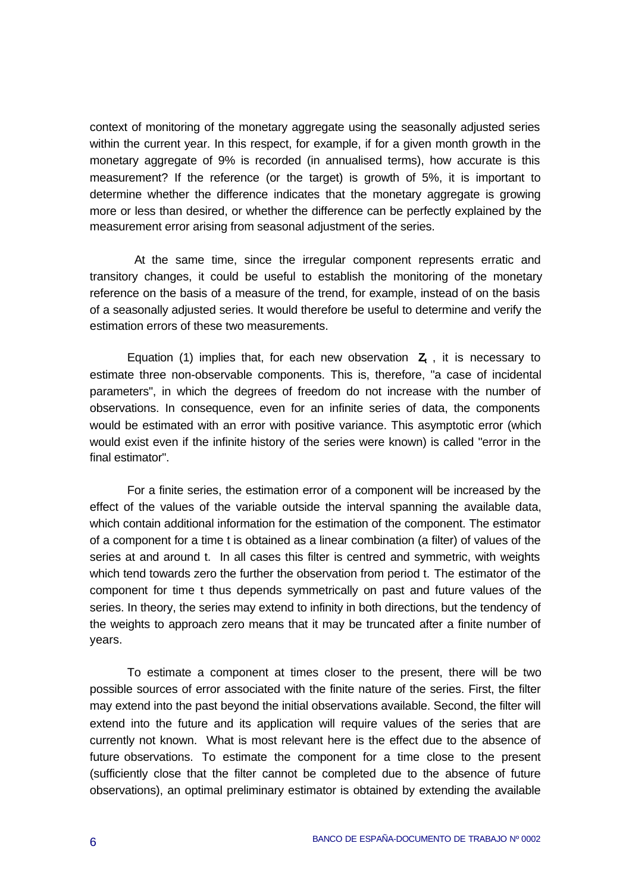context of monitoring of the monetary aggregate using the seasonally adjusted series within the current year. In this respect, for example, if for a given month growth in the monetary aggregate of 9% is recorded (in annualised terms), how accurate is this measurement? If the reference (or the target) is growth of 5%, it is important to determine whether the difference indicates that the monetary aggregate is growing more or less than desired, or whether the difference can be perfectly explained by the measurement error arising from seasonal adjustment of the series.

At the same time, since the irregular component represents erratic and transitory changes, it could be useful to establish the monitoring of the monetary reference on the basis of a measure of the trend, for example, instead of on the basis of a seasonally adjusted series. It would therefore be useful to determine and verify the estimation errors of these two measurements.

Equation (1) implies that, for each new observation $Z_t$, it is necessary to estimate three non-observable components. This is, therefore, "a case of incidental parameters", in which the degrees of freedom do not increase with the number of observations. In consequence, even for an infinite series of data, the components would be estimated with an error with positive variance. This asymptotic error (which would exist even if the infinite history of the series were known) is called "error in the final estimator".

For a finite series, the estimation error of a component will be increased by the effect of the values of the variable outside the interval spanning the available data, which contain additional information for the estimation of the component. The estimator of a component for a time t is obtained as a linear combination (a filter) of values of the series at and around t. In all cases this filter is centred and symmetric, with weights which tend towards zero the further the observation from period t. The estimator of the component for time t thus depends symmetrically on past and future values of the series. In theory, the series may extend to infinity in both directions, but the tendency of the weights to approach zero means that it may be truncated after a finite number of years.

To estimate a component at times closer to the present, there will be two possible sources of error associated with the finite nature of the series. First, the filter may extend into the past beyond the initial observations available. Second, the filter will extend into the future and its application will require values of the series that are currently not known. What is most relevant here is the effect due to the absence of future observations. To estimate the component for a time close to the present (sufficiently close that the filter cannot be completed due to the absence of future observations), an optimal preliminary estimator is obtained by extending the available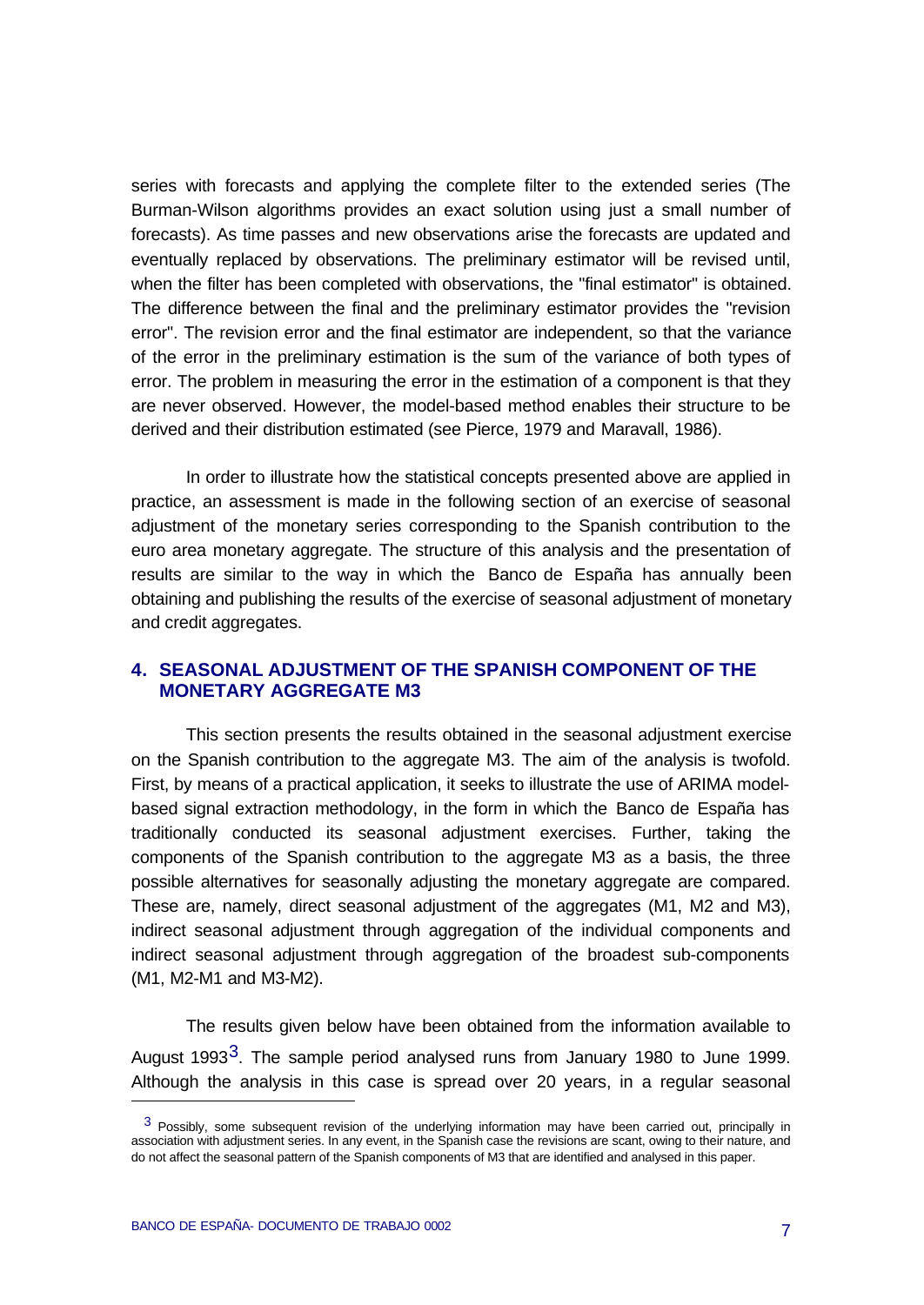series with forecasts and applying the complete filter to the extended series (The Burman-Wilson algorithms provides an exact solution using just a small number of forecasts). As time passes and new observations arise the forecasts are updated and eventually replaced by observations. The preliminary estimator will be revised until, when the filter has been completed with observations, the "final estimator" is obtained. The difference between the final and the preliminary estimator provides the "revision error". The revision error and the final estimator are independent, so that the variance of the error in the preliminary estimation is the sum of the variance of both types of error. The problem in measuring the error in the estimation of a component is that they are never observed. However, the model-based method enables their structure to be derived and their distribution estimated (see Pierce, 1979 and Maravall, 1986).

In order to illustrate how the statistical concepts presented above are applied in practice, an assessment is made in the following section of an exercise of seasonal adjustment of the monetary series corresponding to the Spanish contribution to the euro area monetary aggregate. The structure of this analysis and the presentation of results are similar to the way in which the Banco de España has annually been obtaining and publishing the results of the exercise of seasonal adjustment of monetary and credit aggregates.

## 4. SEASONAL ADJUSTMENT OF THE SPANISH COMPONENT OF THE MONETARY AGGREGATE M3

This section presents the results obtained in the seasonal adjustment exercise on the Spanish contribution to the aggregate M3. The aim of the analysis is twofold. First, by means of a practical application, it seeks to illustrate the use of ARIMA model-based signal extraction methodology, in the form in which the Banco de España has traditionally conducted its seasonal adjustment exercises. Further, taking the components of the Spanish contribution to the aggregate M3 as a basis, the three possible alternatives for seasonally adjusting the monetary aggregate are compared. These are, namely, direct seasonal adjustment of the aggregates (M1, M2 and M3), indirect seasonal adjustment through aggregation of the individual components and indirect seasonal adjustment through aggregation of the broadest sub-components (M1, M2-M1 and M3-M2).

The results given below have been obtained from the information available to August 1993[3]. The sample period analysed runs from January 1980 to June 1999. Although the analysis in this case is spread over 20 years, in a regular seasonal

[3] Possibly, some subsequent revision of the underlying information may have been carried out, principally in association with adjustment series. In any event, in the Spanish case the revisions are scant, owing to their nature, and do not affect the seasonal pattern of the Spanish components of M3 that are identified and analysed in this paper.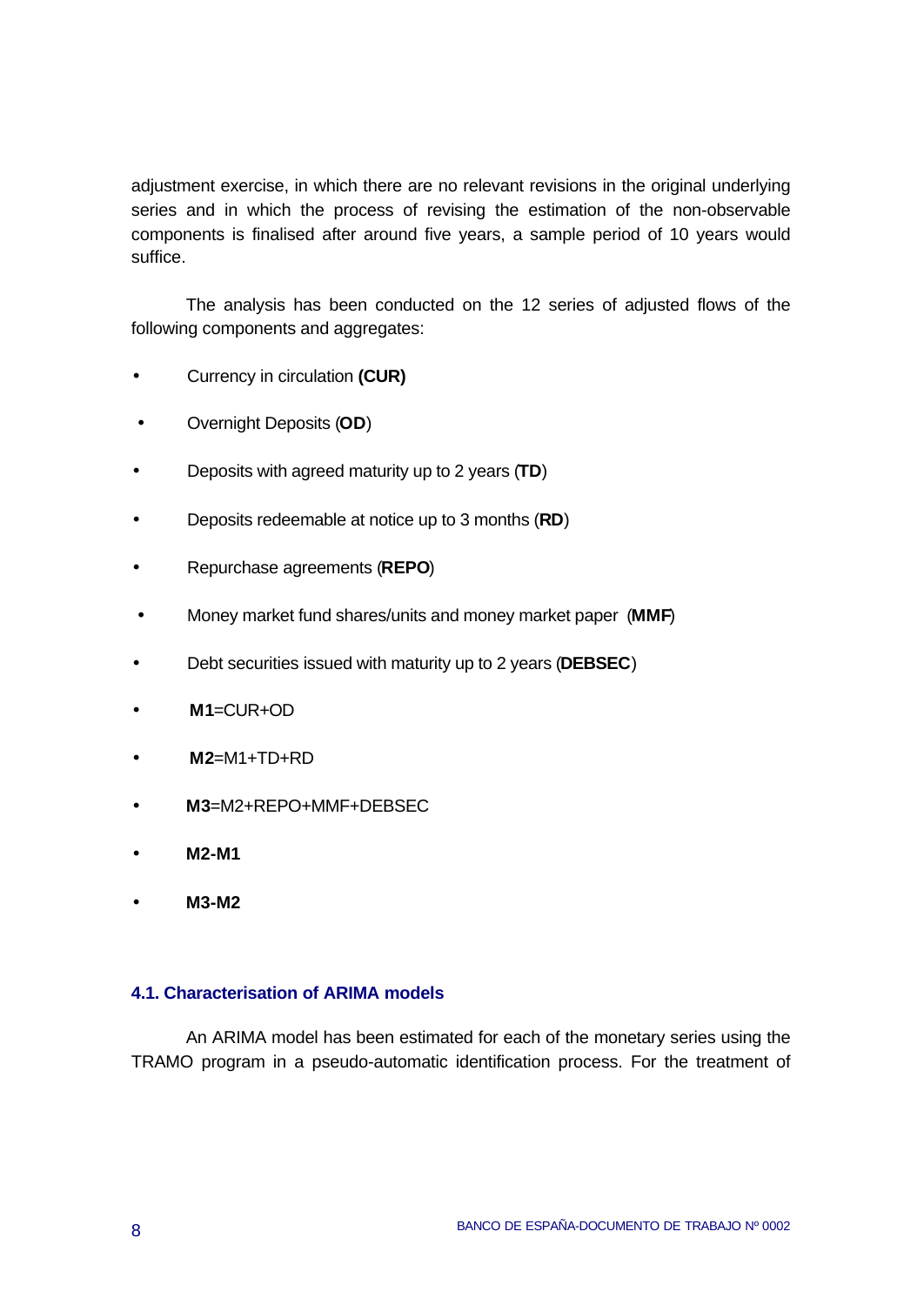adjustment exercise, in which there are no relevant revisions in the original underlying series and in which the process of revising the estimation of the non-observable components is finalised after around five years, a sample period of 10 years would suffice.

The analysis has been conducted on the 12 series of adjusted flows of the following components and aggregates:

- Currency in circulation **(CUR)**
- Overnight Deposits (**OD**)
- Deposits with agreed maturity up to 2 years (**TD**)
- Deposits redeemable at notice up to 3 months (**RD**)
- Repurchase agreements (**REPO**)
- Money market fund shares/units and money market paper (**MMF**)
- Debt securities issued with maturity up to 2 years (**DEBSEC**)
- **M1**=CUR+OD
- **M2**=M1+TD+RD
- **M3**=M2+REPO+MMF+DEBSEC
- **M2-M1**
- **M3-M2**

### 4.1. Characterisation of ARIMA models

An ARIMA model has been estimated for each of the monetary series using the TRAMO program in a pseudo-automatic identification process. For the treatment of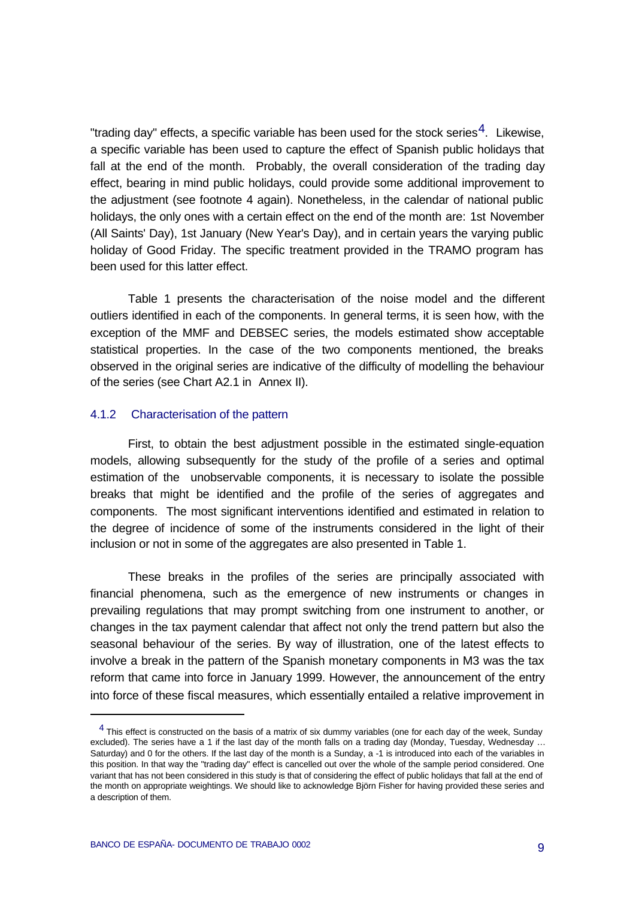"trading day" effects, a specific variable has been used for the stock series[4]. Likewise, a specific variable has been used to capture the effect of Spanish public holidays that fall at the end of the month. Probably, the overall consideration of the trading day effect, bearing in mind public holidays, could provide some additional improvement to the adjustment (see footnote 4 again). Nonetheless, in the calendar of national public holidays, the only ones with a certain effect on the end of the month are: 1st November (All Saints' Day), 1st January (New Year's Day), and in certain years the varying public holiday of Good Friday. The specific treatment provided in the TRAMO program has been used for this latter effect.

Table 1 presents the characterisation of the noise model and the different outliers identified in each of the components. In general terms, it is seen how, with the exception of the MMF and DEBSEC series, the models estimated show acceptable statistical properties. In the case of the two components mentioned, the breaks observed in the original series are indicative of the difficulty of modelling the behaviour of the series (see Chart A2.1 in Annex II).

### 4.1.2 Characterisation of the pattern

First, to obtain the best adjustment possible in the estimated single-equation models, allowing subsequently for the study of the profile of a series and optimal estimation of the unobservable components, it is necessary to isolate the possible breaks that might be identified and the profile of the series of aggregates and components. The most significant interventions identified and estimated in relation to the degree of incidence of some of the instruments considered in the light of their inclusion or not in some of the aggregates are also presented in Table 1.

These breaks in the profiles of the series are principally associated with financial phenomena, such as the emergence of new instruments or changes in prevailing regulations that may prompt switching from one instrument to another, or changes in the tax payment calendar that affect not only the trend pattern but also the seasonal behaviour of the series. By way of illustration, one of the latest effects to involve a break in the pattern of the Spanish monetary components in M3 was the tax reform that came into force in January 1999. However, the announcement of the entry into force of these fiscal measures, which essentially entailed a relative improvement in

---

[4] This effect is constructed on the basis of a matrix of six dummy variables (one for each day of the week, Sunday excluded). The series have a 1 if the last day of the month falls on a trading day (Monday, Tuesday, Wednesday … Saturday) and 0 for the others. If the last day of the month is a Sunday, a -1 is introduced into each of the variables in this position. In that way the "trading day" effect is cancelled out over the whole of the sample period considered. One variant that has not been considered in this study is that of considering the effect of public holidays that fall at the end of the month on appropriate weightings. We should like to acknowledge Björn Fisher for having provided these series and a description of them.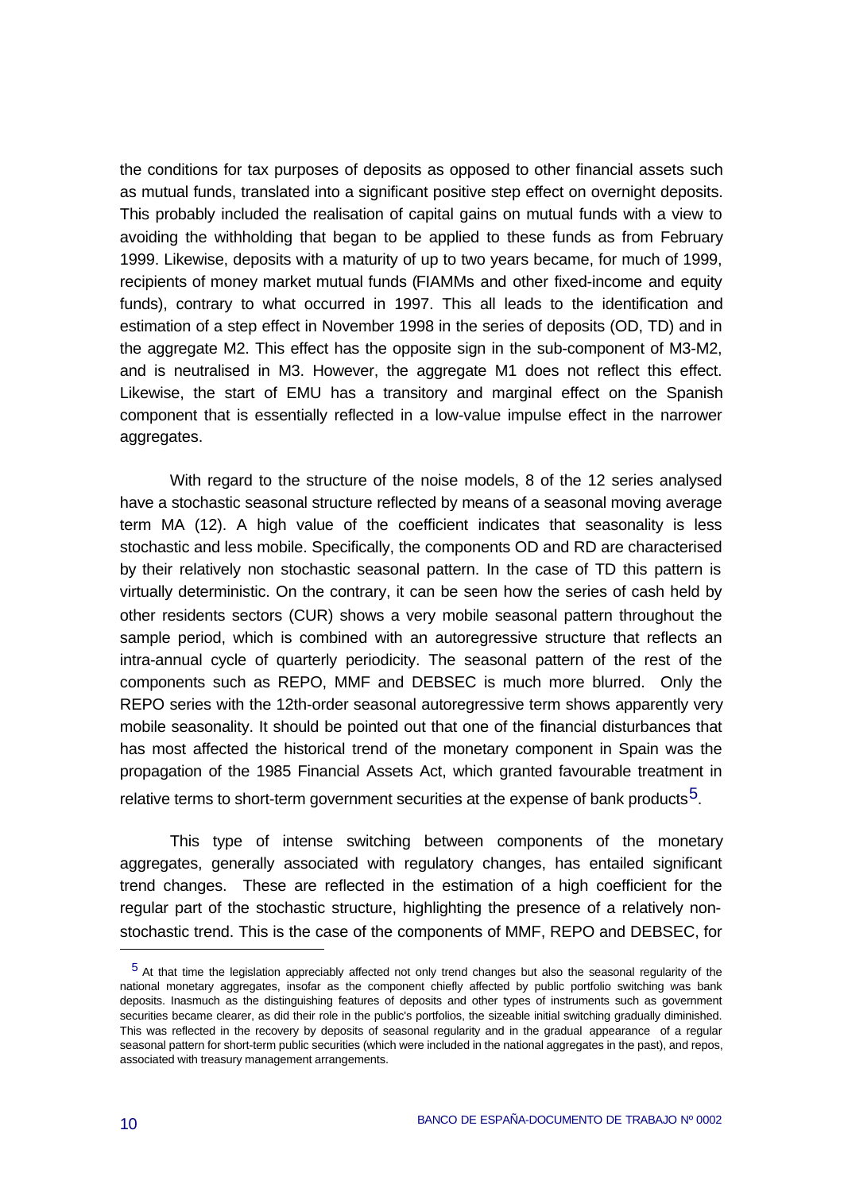the conditions for tax purposes of deposits as opposed to other financial assets such as mutual funds, translated into a significant positive step effect on overnight deposits. This probably included the realisation of capital gains on mutual funds with a view to avoiding the withholding that began to be applied to these funds as from February 1999. Likewise, deposits with a maturity of up to two years became, for much of 1999, recipients of money market mutual funds (FIAMMs and other fixed-income and equity funds), contrary to what occurred in 1997. This all leads to the identification and estimation of a step effect in November 1998 in the series of deposits (OD, TD) and in the aggregate M2. This effect has the opposite sign in the sub-component of M3-M2, and is neutralised in M3. However, the aggregate M1 does not reflect this effect. Likewise, the start of EMU has a transitory and marginal effect on the Spanish component that is essentially reflected in a low-value impulse effect in the narrower aggregates.

With regard to the structure of the noise models, 8 of the 12 series analysed have a stochastic seasonal structure reflected by means of a seasonal moving average term MA (12). A high value of the coefficient indicates that seasonality is less stochastic and less mobile. Specifically, the components OD and RD are characterised by their relatively non stochastic seasonal pattern. In the case of TD this pattern is virtually deterministic. On the contrary, it can be seen how the series of cash held by other residents sectors (CUR) shows a very mobile seasonal pattern throughout the sample period, which is combined with an autoregressive structure that reflects an intra-annual cycle of quarterly periodicity. The seasonal pattern of the rest of the components such as REPO, MMF and DEBSEC is much more blurred. Only the REPO series with the 12th-order seasonal autoregressive term shows apparently very mobile seasonality. It should be pointed out that one of the financial disturbances that has most affected the historical trend of the monetary component in Spain was the propagation of the 1985 Financial Assets Act, which granted favourable treatment in relative terms to short-term government securities at the expense of bank products[5].

This type of intense switching between components of the monetary aggregates, generally associated with regulatory changes, has entailed significant trend changes. These are reflected in the estimation of a high coefficient for the regular part of the stochastic structure, highlighting the presence of a relatively non-stochastic trend. This is the case of the components of MMF, REPO and DEBSEC, for

---

[5] At that time the legislation appreciably affected not only trend changes but also the seasonal regularity of the national monetary aggregates, insofar as the component chiefly affected by public portfolio switching was bank deposits. Inasmuch as the distinguishing features of deposits and other types of instruments such as government securities became clearer, as did their role in the public's portfolios, the sizeable initial switching gradually diminished. This was reflected in the recovery by deposits of seasonal regularity and in the gradual appearance of a regular seasonal pattern for short-term public securities (which were included in the national aggregates in the past), and repos, associated with treasury management arrangements.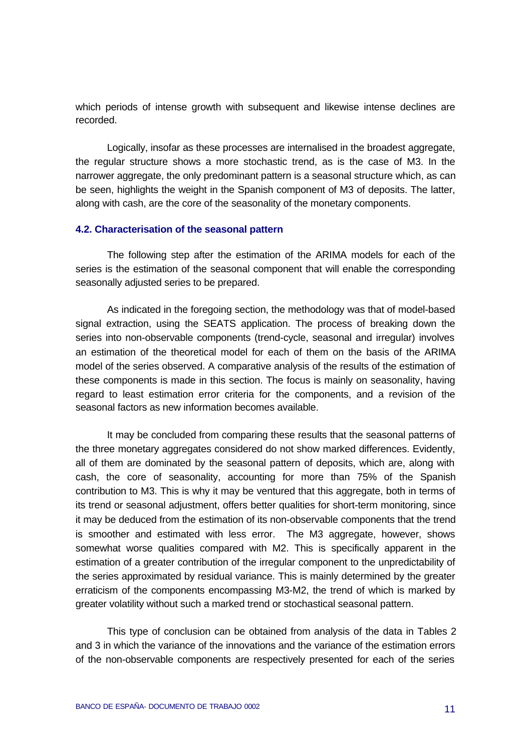which periods of intense growth with subsequent and likewise intense declines are recorded.

Logically, insofar as these processes are internalised in the broadest aggregate, the regular structure shows a more stochastic trend, as is the case of M3. In the narrower aggregate, the only predominant pattern is a seasonal structure which, as can be seen, highlights the weight in the Spanish component of M3 of deposits. The latter, along with cash, are the core of the seasonality of the monetary components.

### 4.2. Characterisation of the seasonal pattern

The following step after the estimation of the ARIMA models for each of the series is the estimation of the seasonal component that will enable the corresponding seasonally adjusted series to be prepared.

As indicated in the foregoing section, the methodology was that of model-based signal extraction, using the SEATS application. The process of breaking down the series into non-observable components (trend-cycle, seasonal and irregular) involves an estimation of the theoretical model for each of them on the basis of the ARIMA model of the series observed. A comparative analysis of the results of the estimation of these components is made in this section. The focus is mainly on seasonality, having regard to least estimation error criteria for the components, and a revision of the seasonal factors as new information becomes available.

It may be concluded from comparing these results that the seasonal patterns of the three monetary aggregates considered do not show marked differences. Evidently, all of them are dominated by the seasonal pattern of deposits, which are, along with cash, the core of seasonality, accounting for more than 75% of the Spanish contribution to M3. This is why it may be ventured that this aggregate, both in terms of its trend or seasonal adjustment, offers better qualities for short-term monitoring, since it may be deduced from the estimation of its non-observable components that the trend is smoother and estimated with less error. The M3 aggregate, however, shows somewhat worse qualities compared with M2. This is specifically apparent in the estimation of a greater contribution of the irregular component to the unpredictability of the series approximated by residual variance. This is mainly determined by the greater erraticism of the components encompassing M3-M2, the trend of which is marked by greater volatility without such a marked trend or stochastical seasonal pattern.

This type of conclusion can be obtained from analysis of the data in Tables 2 and 3 in which the variance of the innovations and the variance of the estimation errors of the non-observable components are respectively presented for each of the series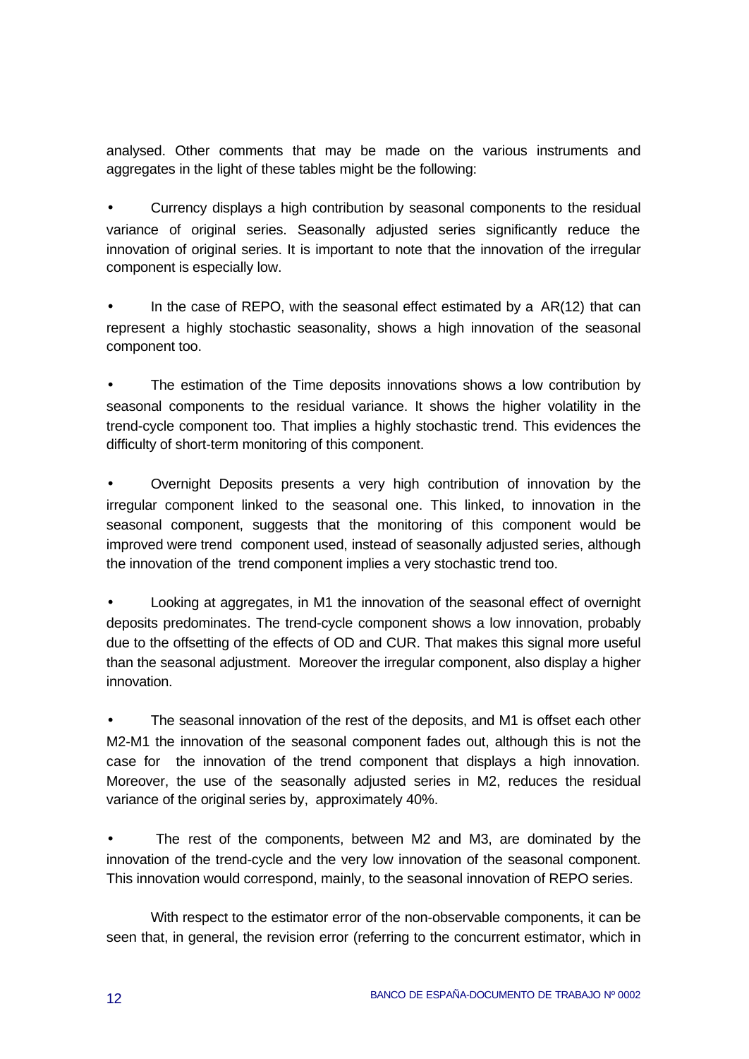analysed. Other comments that may be made on the various instruments and aggregates in the light of these tables might be the following:

- Currency displays a high contribution by seasonal components to the residual variance of original series. Seasonally adjusted series significantly reduce the innovation of original series. It is important to note that the innovation of the irregular component is especially low.

- In the case of REPO, with the seasonal effect estimated by a AR(12) that can represent a highly stochastic seasonality, shows a high innovation of the seasonal component too.

- The estimation of the Time deposits innovations shows a low contribution by seasonal components to the residual variance. It shows the higher volatility in the trend-cycle component too. That implies a highly stochastic trend. This evidences the difficulty of short-term monitoring of this component.

- Overnight Deposits presents a very high contribution of innovation by the irregular component linked to the seasonal one. This linked, to innovation in the seasonal component, suggests that the monitoring of this component would be improved were trend component used, instead of seasonally adjusted series, although the innovation of the trend component implies a very stochastic trend too.

- Looking at aggregates, in M1 the innovation of the seasonal effect of overnight deposits predominates. The trend-cycle component shows a low innovation, probably due to the offsetting of the effects of OD and CUR. That makes this signal more useful than the seasonal adjustment. Moreover the irregular component, also display a higher innovation.

- The seasonal innovation of the rest of the deposits, and M1 is offset each other M2-M1 the innovation of the seasonal component fades out, although this is not the case for the innovation of the trend component that displays a high innovation. Moreover, the use of the seasonally adjusted series in M2, reduces the residual variance of the original series by, approximately 40%.

- The rest of the components, between M2 and M3, are dominated by the innovation of the trend-cycle and the very low innovation of the seasonal component. This innovation would correspond, mainly, to the seasonal innovation of REPO series.

With respect to the estimator error of the non-observable components, it can be seen that, in general, the revision error (referring to the concurrent estimator, which in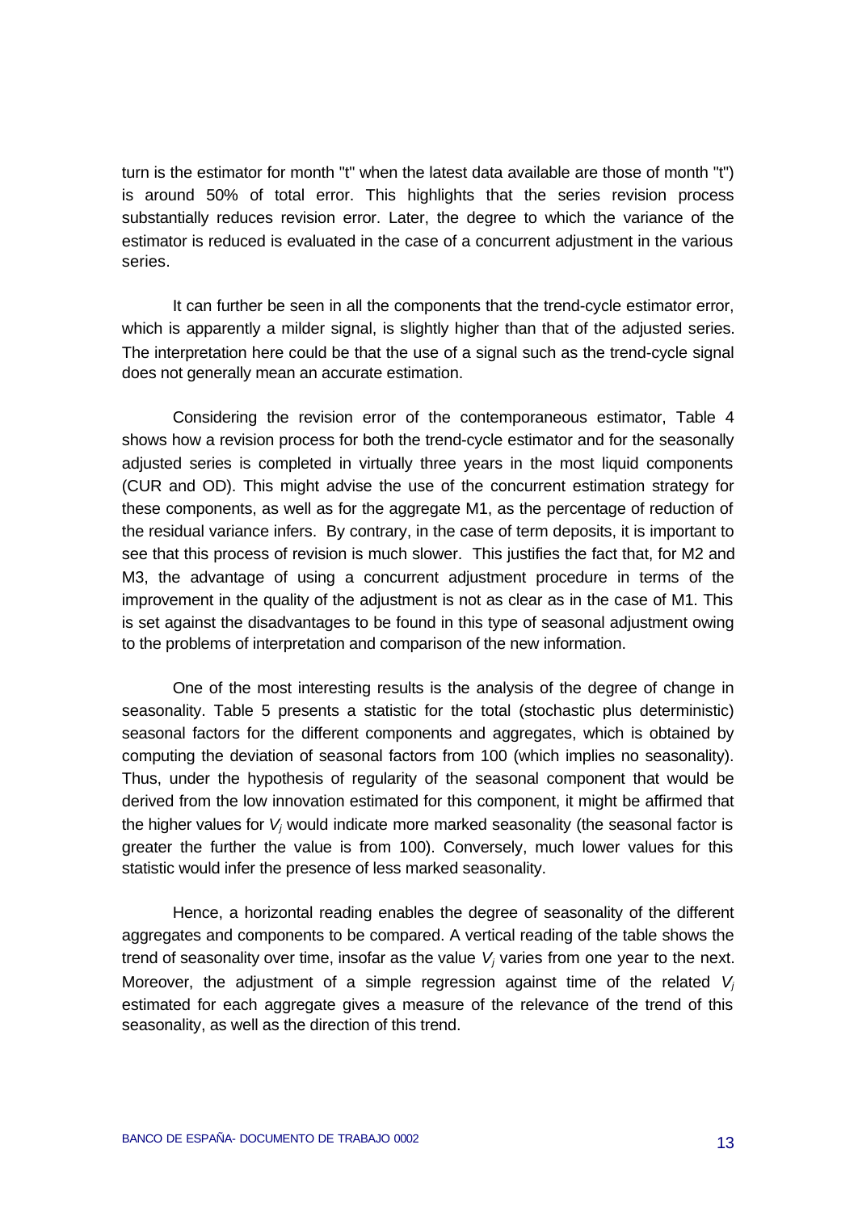turn is the estimator for month "t" when the latest data available are those of month "t") is around 50% of total error. This highlights that the series revision process substantially reduces revision error. Later, the degree to which the variance of the estimator is reduced is evaluated in the case of a concurrent adjustment in the various series.

It can further be seen in all the components that the trend-cycle estimator error, which is apparently a milder signal, is slightly higher than that of the adjusted series. The interpretation here could be that the use of a signal such as the trend-cycle signal does not generally mean an accurate estimation.

Considering the revision error of the contemporaneous estimator, Table 4 shows how a revision process for both the trend-cycle estimator and for the seasonally adjusted series is completed in virtually three years in the most liquid components (CUR and OD). This might advise the use of the concurrent estimation strategy for these components, as well as for the aggregate M1, as the percentage of reduction of the residual variance infers. By contrary, in the case of term deposits, it is important to see that this process of revision is much slower. This justifies the fact that, for M2 and M3, the advantage of using a concurrent adjustment procedure in terms of the improvement in the quality of the adjustment is not as clear as in the case of M1. This is set against the disadvantages to be found in this type of seasonal adjustment owing to the problems of interpretation and comparison of the new information.

One of the most interesting results is the analysis of the degree of change in seasonality. Table 5 presents a statistic for the total (stochastic plus deterministic) seasonal factors for the different components and aggregates, which is obtained by computing the deviation of seasonal factors from 100 (which implies no seasonality). Thus, under the hypothesis of regularity of the seasonal component that would be derived from the low innovation estimated for this component, it might be affirmed that the higher values for $V_j$ would indicate more marked seasonality (the seasonal factor is greater the further the value is from 100). Conversely, much lower values for this statistic would infer the presence of less marked seasonality.

Hence, a horizontal reading enables the degree of seasonality of the different aggregates and components to be compared. A vertical reading of the table shows the trend of seasonality over time, insofar as the value $V_j$ varies from one year to the next. Moreover, the adjustment of a simple regression against time of the related $V_j$ estimated for each aggregate gives a measure of the relevance of the trend of this seasonality, as well as the direction of this trend.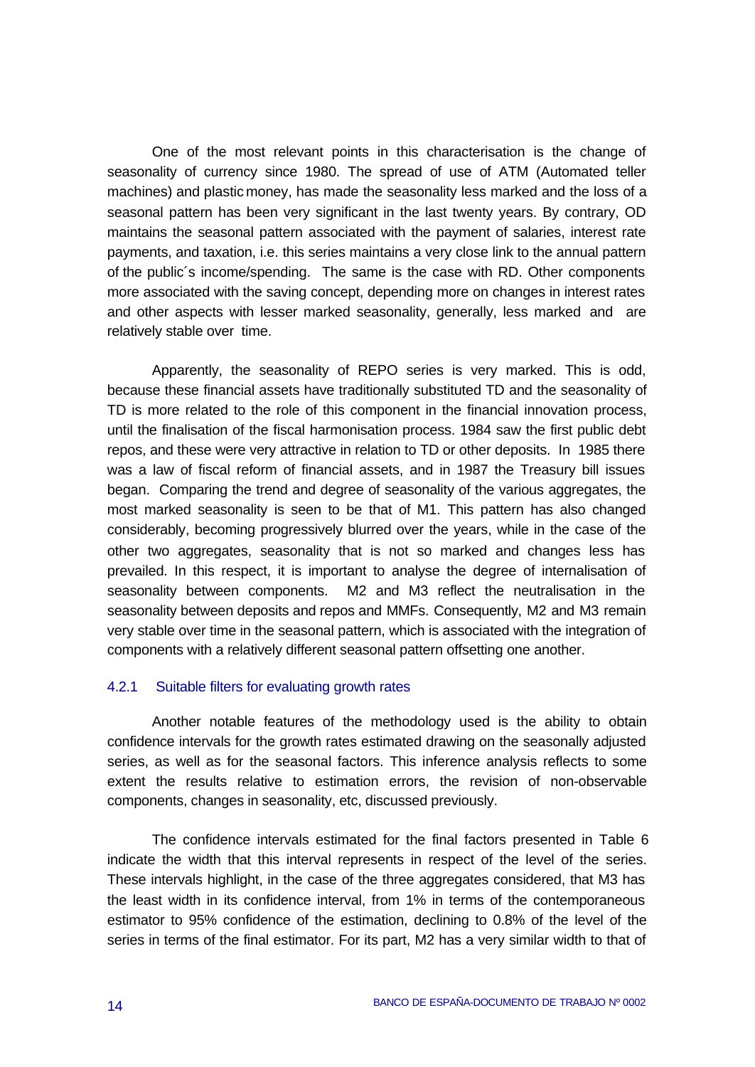One of the most relevant points in this characterisation is the change of seasonality of currency since 1980. The spread of use of ATM (Automated teller machines) and plastic money, has made the seasonality less marked and the loss of a seasonal pattern has been very significant in the last twenty years. By contrary, OD maintains the seasonal pattern associated with the payment of salaries, interest rate payments, and taxation, i.e. this series maintains a very close link to the annual pattern of the public´s income/spending. The same is the case with RD. Other components more associated with the saving concept, depending more on changes in interest rates and other aspects with lesser marked seasonality, generally, less marked and are relatively stable over time.

Apparently, the seasonality of REPO series is very marked. This is odd, because these financial assets have traditionally substituted TD and the seasonality of TD is more related to the role of this component in the financial innovation process, until the finalisation of the fiscal harmonisation process. 1984 saw the first public debt repos, and these were very attractive in relation to TD or other deposits. In 1985 there was a law of fiscal reform of financial assets, and in 1987 the Treasury bill issues began. Comparing the trend and degree of seasonality of the various aggregates, the most marked seasonality is seen to be that of M1. This pattern has also changed considerably, becoming progressively blurred over the years, while in the case of the other two aggregates, seasonality that is not so marked and changes less has prevailed. In this respect, it is important to analyse the degree of internalisation of seasonality between components. M2 and M3 reflect the neutralisation in the seasonality between deposits and repos and MMFs. Consequently, M2 and M3 remain very stable over time in the seasonal pattern, which is associated with the integration of components with a relatively different seasonal pattern offsetting one another.

### 4.2.1 Suitable filters for evaluating growth rates

Another notable features of the methodology used is the ability to obtain confidence intervals for the growth rates estimated drawing on the seasonally adjusted series, as well as for the seasonal factors. This inference analysis reflects to some extent the results relative to estimation errors, the revision of non-observable components, changes in seasonality, etc, discussed previously.

The confidence intervals estimated for the final factors presented in Table 6 indicate the width that this interval represents in respect of the level of the series. These intervals highlight, in the case of the three aggregates considered, that M3 has the least width in its confidence interval, from 1% in terms of the contemporaneous estimator to 95% confidence of the estimation, declining to 0.8% of the level of the series in terms of the final estimator. For its part, M2 has a very similar width to that of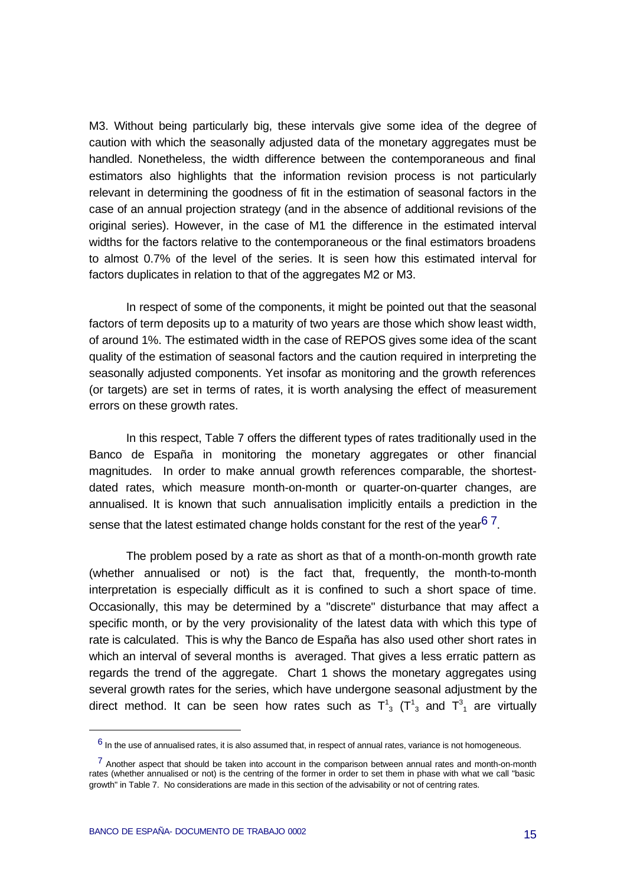M3. Without being particularly big, these intervals give some idea of the degree of caution with which the seasonally adjusted data of the monetary aggregates must be handled. Nonetheless, the width difference between the contemporaneous and final estimators also highlights that the information revision process is not particularly relevant in determining the goodness of fit in the estimation of seasonal factors in the case of an annual projection strategy (and in the absence of additional revisions of the original series). However, in the case of M1 the difference in the estimated interval widths for the factors relative to the contemporaneous or the final estimators broadens to almost 0.7% of the level of the series. It is seen how this estimated interval for factors duplicates in relation to that of the aggregates M2 or M3.

In respect of some of the components, it might be pointed out that the seasonal factors of term deposits up to a maturity of two years are those which show least width, of around 1%. The estimated width in the case of REPOS gives some idea of the scant quality of the estimation of seasonal factors and the caution required in interpreting the seasonally adjusted components. Yet insofar as monitoring and the growth references (or targets) are set in terms of rates, it is worth analysing the effect of measurement errors on these growth rates.

In this respect, Table 7 offers the different types of rates traditionally used in the Banco de España in monitoring the monetary aggregates or other financial magnitudes. In order to make annual growth references comparable, the shortest-dated rates, which measure month-on-month or quarter-on-quarter changes, are annualised. It is known that such annualisation implicitly entails a prediction in the sense that the latest estimated change holds constant for the rest of the year[6] [7].

The problem posed by a rate as short as that of a month-on-month growth rate (whether annualised or not) is the fact that, frequently, the month-to-month interpretation is especially difficult as it is confined to such a short space of time. Occasionally, this may be determined by a "discrete" disturbance that may affect a specific month, or by the very provisionality of the latest data with which this type of rate is calculated. This is why the Banco de España has also used other short rates in which an interval of several months is averaged. That gives a less erratic pattern as regards the trend of the aggregate. Chart 1 shows the monetary aggregates using several growth rates for the series, which have undergone seasonal adjustment by the direct method. It can be seen how rates such as $T^1_3$ ($T^1_3$ and $T^3_1$ are virtually

---

[6] In the use of annualised rates, it is also assumed that, in respect of annual rates, variance is not homogeneous.

[7] Another aspect that should be taken into account in the comparison between annual rates and month-on-month rates (whether annualised or not) is the centring of the former in order to set them in phase with what we call "basic growth" in Table 7. No considerations are made in this section of the advisability or not of centring rates.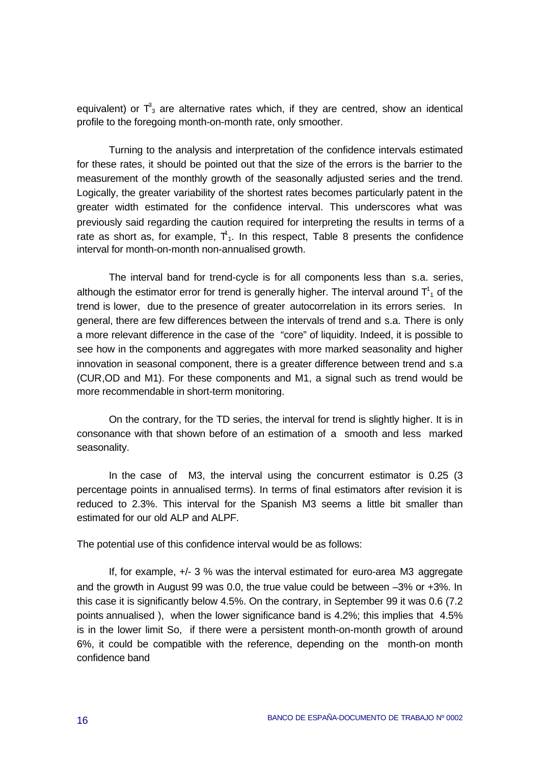equivalent) or $T^3_3$ are alternative rates which, if they are centred, show an identical profile to the foregoing month-on-month rate, only smoother.

Turning to the analysis and interpretation of the confidence intervals estimated for these rates, it should be pointed out that the size of the errors is the barrier to the measurement of the monthly growth of the seasonally adjusted series and the trend. Logically, the greater variability of the shortest rates becomes particularly patent in the greater width estimated for the confidence interval. This underscores what was previously said regarding the caution required for interpreting the results in terms of a rate as short as, for example, $T^1_1$. In this respect, Table 8 presents the confidence interval for month-on-month non-annualised growth.

The interval band for trend-cycle is for all components less than s.a. series, although the estimator error for trend is generally higher. The interval around $T^1_1$ of the trend is lower, due to the presence of greater autocorrelation in its errors series. In general, there are few differences between the intervals of trend and s.a. There is only a more relevant difference in the case of the "core" of liquidity. Indeed, it is possible to see how in the components and aggregates with more marked seasonality and higher innovation in seasonal component, there is a greater difference between trend and s.a (CUR,OD and M1). For these components and M1, a signal such as trend would be more recommendable in short-term monitoring.

On the contrary, for the TD series, the interval for trend is slightly higher. It is in consonance with that shown before of an estimation of a smooth and less marked seasonality.

In the case of M3, the interval using the concurrent estimator is 0.25 (3 percentage points in annualised terms). In terms of final estimators after revision it is reduced to 2.3%. This interval for the Spanish M3 seems a little bit smaller than estimated for our old ALP and ALPF.

The potential use of this confidence interval would be as follows:

If, for example, +/- 3 % was the interval estimated for euro-area M3 aggregate and the growth in August 99 was 0.0, the true value could be between –3% or +3%. In this case it is significantly below 4.5%. On the contrary, in September 99 it was 0.6 (7.2 points annualised ), when the lower significance band is 4.2%; this implies that 4.5% is in the lower limit So, if there were a persistent month-on-month growth of around 6%, it could be compatible with the reference, depending on the month-on month confidence band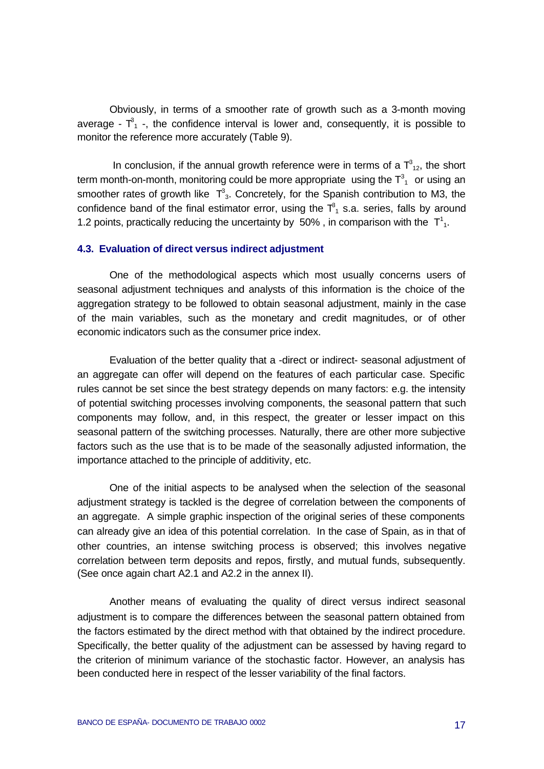Obviously, in terms of a smoother rate of growth such as a 3-month moving average - $T^3_1$ -, the confidence interval is lower and, consequently, it is possible to monitor the reference more accurately (Table 9).

In conclusion, if the annual growth reference were in terms of a $T^3_{12}$, the short term month-on-month, monitoring could be more appropriate using the $T^3_1$ or using an smoother rates of growth like $T^3_3$. Concretely, for the Spanish contribution to M3, the confidence band of the final estimator error, using the $T^3_1$ s.a. series, falls by around 1.2 points, practically reducing the uncertainty by 50% , in comparison with the $T^1_1$.

### 4.3. Evaluation of direct versus indirect adjustment

One of the methodological aspects which most usually concerns users of seasonal adjustment techniques and analysts of this information is the choice of the aggregation strategy to be followed to obtain seasonal adjustment, mainly in the case of the main variables, such as the monetary and credit magnitudes, or of other economic indicators such as the consumer price index.

Evaluation of the better quality that a -direct or indirect- seasonal adjustment of an aggregate can offer will depend on the features of each particular case. Specific rules cannot be set since the best strategy depends on many factors: e.g. the intensity of potential switching processes involving components, the seasonal pattern that such components may follow, and, in this respect, the greater or lesser impact on this seasonal pattern of the switching processes. Naturally, there are other more subjective factors such as the use that is to be made of the seasonally adjusted information, the importance attached to the principle of additivity, etc.

One of the initial aspects to be analysed when the selection of the seasonal adjustment strategy is tackled is the degree of correlation between the components of an aggregate. A simple graphic inspection of the original series of these components can already give an idea of this potential correlation. In the case of Spain, as in that of other countries, an intense switching process is observed; this involves negative correlation between term deposits and repos, firstly, and mutual funds, subsequently. (See once again chart A2.1 and A2.2 in the annex II).

Another means of evaluating the quality of direct versus indirect seasonal adjustment is to compare the differences between the seasonal pattern obtained from the factors estimated by the direct method with that obtained by the indirect procedure. Specifically, the better quality of the adjustment can be assessed by having regard to the criterion of minimum variance of the stochastic factor. However, an analysis has been conducted here in respect of the lesser variability of the final factors.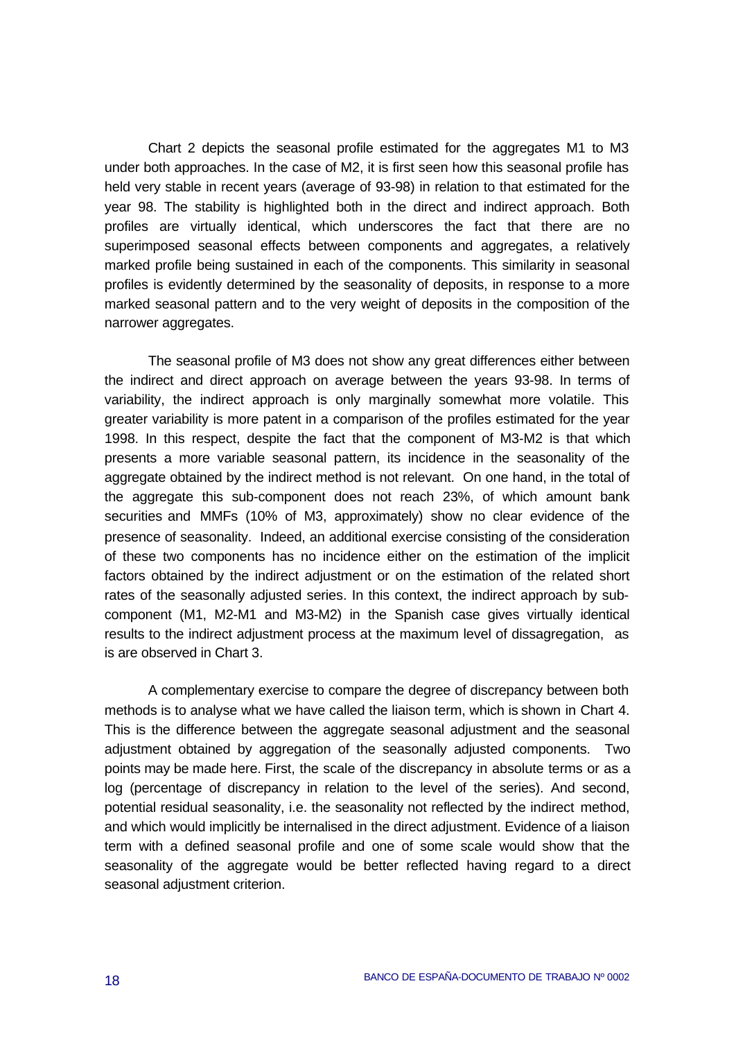Chart 2 depicts the seasonal profile estimated for the aggregates M1 to M3 under both approaches. In the case of M2, it is first seen how this seasonal profile has held very stable in recent years (average of 93-98) in relation to that estimated for the year 98. The stability is highlighted both in the direct and indirect approach. Both profiles are virtually identical, which underscores the fact that there are no superimposed seasonal effects between components and aggregates, a relatively marked profile being sustained in each of the components. This similarity in seasonal profiles is evidently determined by the seasonality of deposits, in response to a more marked seasonal pattern and to the very weight of deposits in the composition of the narrower aggregates.

The seasonal profile of M3 does not show any great differences either between the indirect and direct approach on average between the years 93-98. In terms of variability, the indirect approach is only marginally somewhat more volatile. This greater variability is more patent in a comparison of the profiles estimated for the year 1998. In this respect, despite the fact that the component of M3-M2 is that which presents a more variable seasonal pattern, its incidence in the seasonality of the aggregate obtained by the indirect method is not relevant. On one hand, in the total of the aggregate this sub-component does not reach 23%, of which amount bank securities and MMFs (10% of M3, approximately) show no clear evidence of the presence of seasonality. Indeed, an additional exercise consisting of the consideration of these two components has no incidence either on the estimation of the implicit factors obtained by the indirect adjustment or on the estimation of the related short rates of the seasonally adjusted series. In this context, the indirect approach by sub-component (M1, M2-M1 and M3-M2) in the Spanish case gives virtually identical results to the indirect adjustment process at the maximum level of dissagregation, as is are observed in Chart 3.

A complementary exercise to compare the degree of discrepancy between both methods is to analyse what we have called the liaison term, which is shown in Chart 4. This is the difference between the aggregate seasonal adjustment and the seasonal adjustment obtained by aggregation of the seasonally adjusted components. Two points may be made here. First, the scale of the discrepancy in absolute terms or as a log (percentage of discrepancy in relation to the level of the series). And second, potential residual seasonality, i.e. the seasonality not reflected by the indirect method, and which would implicitly be internalised in the direct adjustment. Evidence of a liaison term with a defined seasonal profile and one of some scale would show that the seasonality of the aggregate would be better reflected having regard to a direct seasonal adjustment criterion.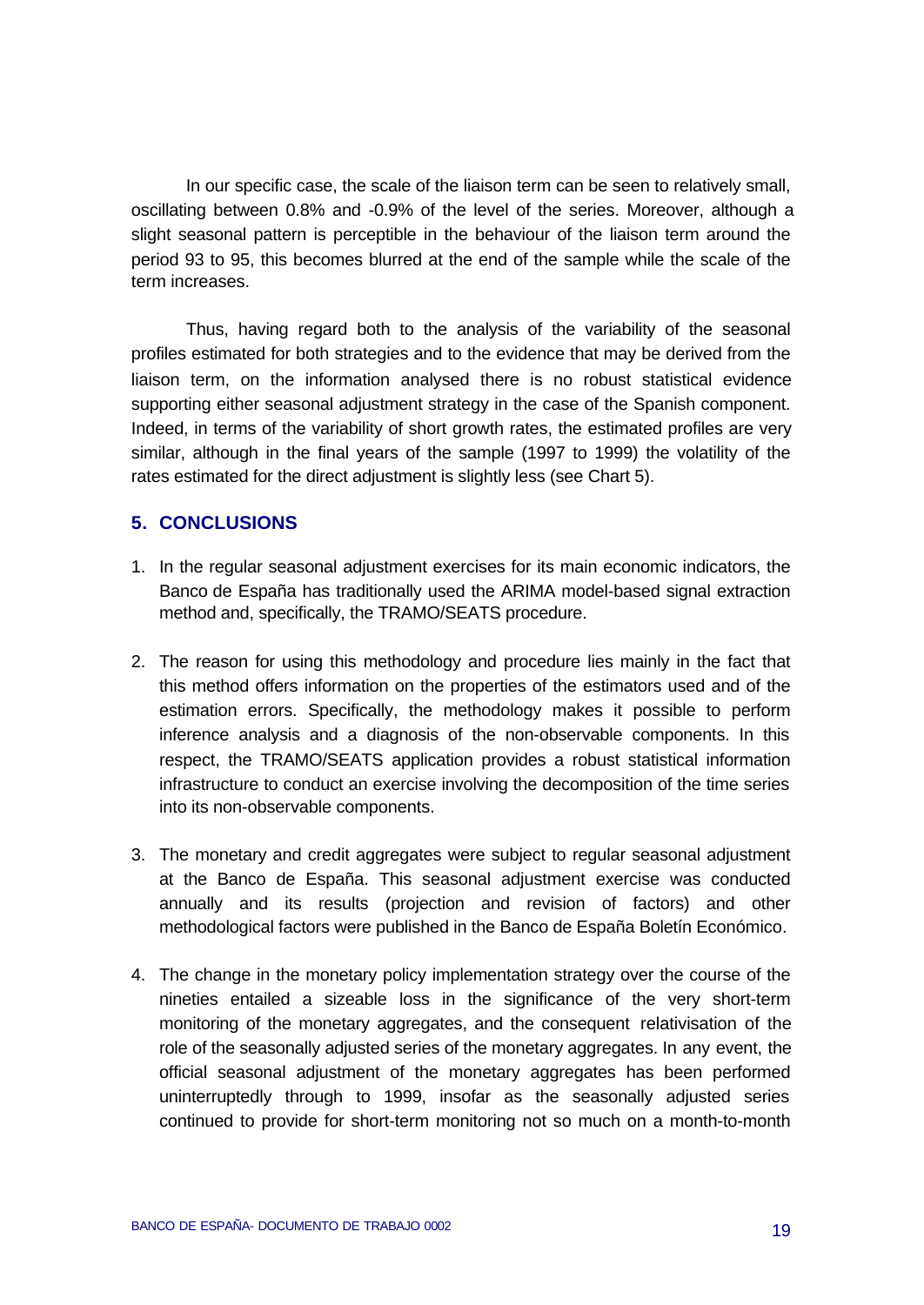In our specific case, the scale of the liaison term can be seen to relatively small, oscillating between 0.8% and -0.9% of the level of the series. Moreover, although a slight seasonal pattern is perceptible in the behaviour of the liaison term around the period 93 to 95, this becomes blurred at the end of the sample while the scale of the term increases.

Thus, having regard both to the analysis of the variability of the seasonal profiles estimated for both strategies and to the evidence that may be derived from the liaison term, on the information analysed there is no robust statistical evidence supporting either seasonal adjustment strategy in the case of the Spanish component. Indeed, in terms of the variability of short growth rates, the estimated profiles are very similar, although in the final years of the sample (1997 to 1999) the volatility of the rates estimated for the direct adjustment is slightly less (see Chart 5).

## 5. CONCLUSIONS

1. In the regular seasonal adjustment exercises for its main economic indicators, the Banco de España has traditionally used the ARIMA model-based signal extraction method and, specifically, the TRAMO/SEATS procedure.

2. The reason for using this methodology and procedure lies mainly in the fact that this method offers information on the properties of the estimators used and of the estimation errors. Specifically, the methodology makes it possible to perform inference analysis and a diagnosis of the non-observable components. In this respect, the TRAMO/SEATS application provides a robust statistical information infrastructure to conduct an exercise involving the decomposition of the time series into its non-observable components.

3. The monetary and credit aggregates were subject to regular seasonal adjustment at the Banco de España. This seasonal adjustment exercise was conducted annually and its results (projection and revision of factors) and other methodological factors were published in the Banco de España Boletín Económico.

4. The change in the monetary policy implementation strategy over the course of the nineties entailed a sizeable loss in the significance of the very short-term monitoring of the monetary aggregates, and the consequent relativisation of the role of the seasonally adjusted series of the monetary aggregates. In any event, the official seasonal adjustment of the monetary aggregates has been performed uninterruptedly through to 1999, insofar as the seasonally adjusted series continued to provide for short-term monitoring not so much on a month-to-month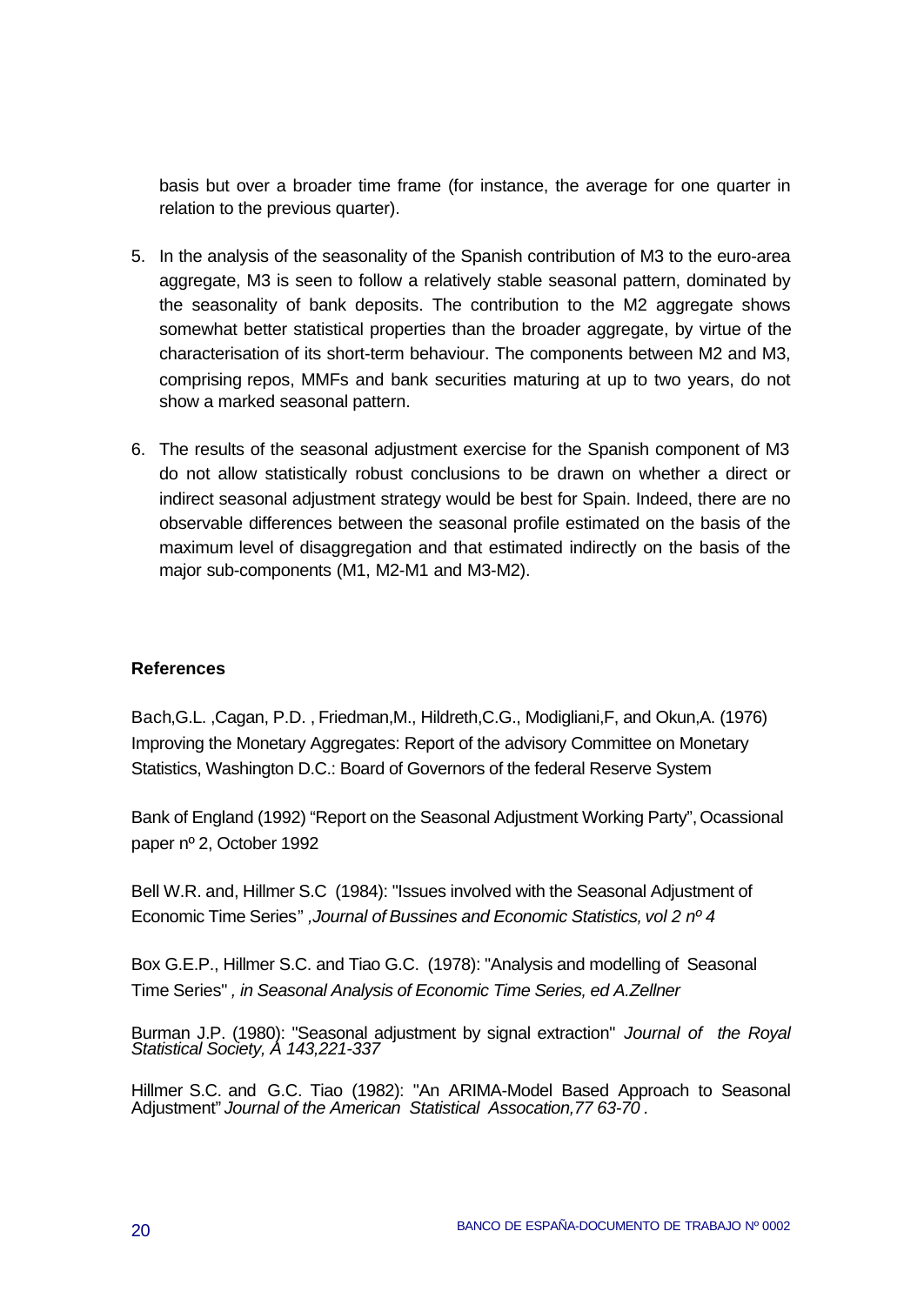basis but over a broader time frame (for instance, the average for one quarter in relation to the previous quarter).

5. In the analysis of the seasonality of the Spanish contribution of M3 to the euro-area aggregate, M3 is seen to follow a relatively stable seasonal pattern, dominated by the seasonality of bank deposits. The contribution to the M2 aggregate shows somewhat better statistical properties than the broader aggregate, by virtue of the characterisation of its short-term behaviour. The components between M2 and M3, comprising repos, MMFs and bank securities maturing at up to two years, do not show a marked seasonal pattern.

6. The results of the seasonal adjustment exercise for the Spanish component of M3 do not allow statistically robust conclusions to be drawn on whether a direct or indirect seasonal adjustment strategy would be best for Spain. Indeed, there are no observable differences between the seasonal profile estimated on the basis of the maximum level of disaggregation and that estimated indirectly on the basis of the major sub-components (M1, M2-M1 and M3-M2).

## References

Bach,G.L. ,Cagan, P.D. , Friedman,M., Hildreth,C.G., Modigliani,F, and Okun,A. (1976) Improving the Monetary Aggregates: Report of the advisory Committee on Monetary Statistics, Washington D.C.: Board of Governors of the federal Reserve System

Bank of England (1992) "Report on the Seasonal Adjustment Working Party", Ocassional paper nº 2, October 1992

Bell W.R. and, Hillmer S.C (1984): "Issues involved with the Seasonal Adjustment of Economic Time Series" *,Journal of Bussines and Economic Statistics, vol 2 nº 4*

Box G.E.P., Hillmer S.C. and Tiao G.C. (1978): "Analysis and modelling of Seasonal Time Series" *, in Seasonal Analysis of Economic Time Series, ed A.Zellner*

Burman J.P. (1980): "Seasonal adjustment by signal extraction" *Journal of the Royal Statistical Society, A 143,221-337*

Hillmer S.C. and G.C. Tiao (1982): "An ARIMA-Model Based Approach to Seasonal Adjustment" *Journal of the American Statistical Assocation,77 63-70 .*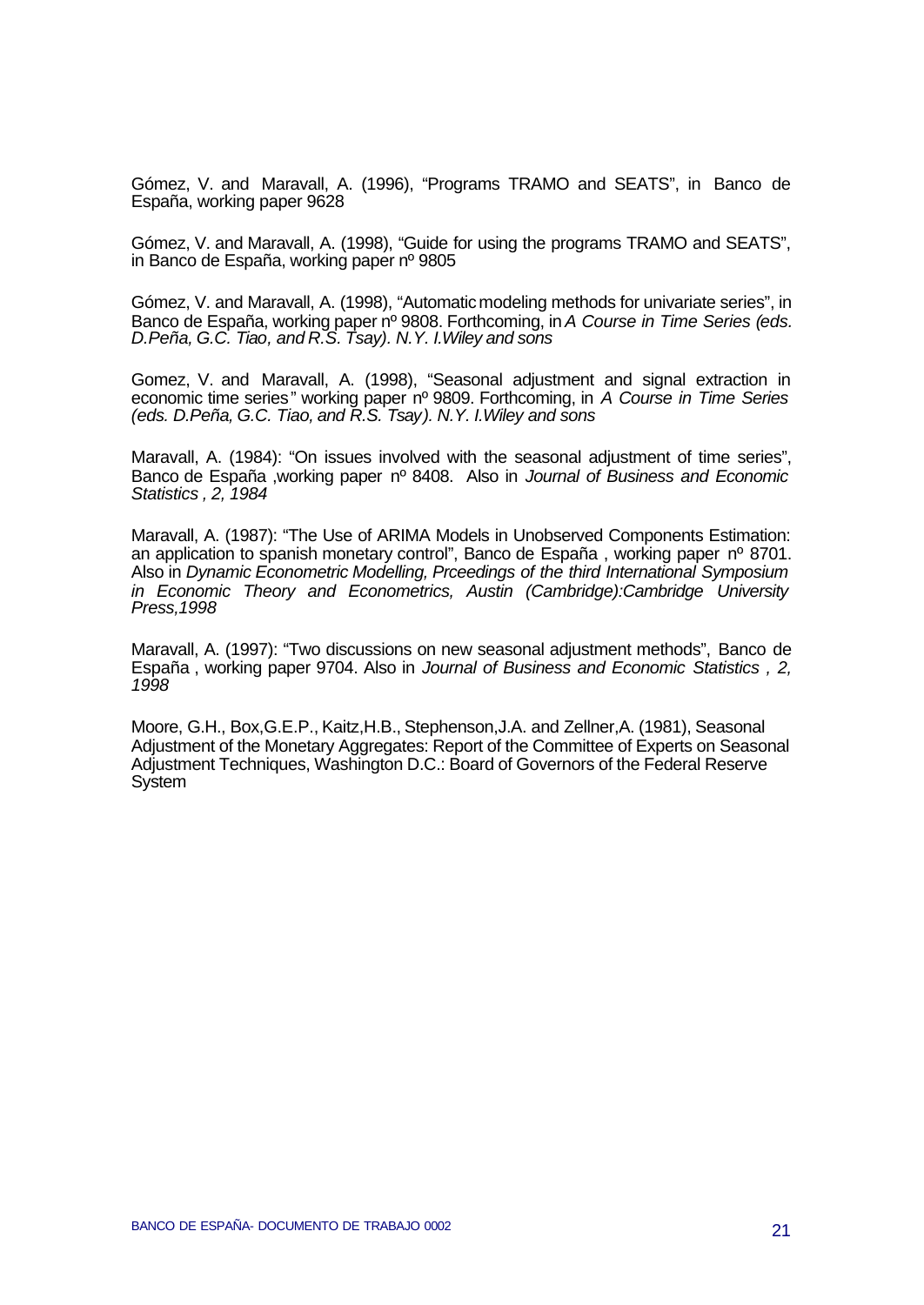Gómez, V. and Maravall, A. (1996), "Programs TRAMO and SEATS", in Banco de España, working paper 9628

Gómez, V. and Maravall, A. (1998), "Guide for using the programs TRAMO and SEATS", in Banco de España, working paper nº 9805

Gómez, V. and Maravall, A. (1998), "Automatic modeling methods for univariate series", in Banco de España, working paper nº 9808. Forthcoming, in *A Course in Time Series (eds. D.Peña, G.C. Tiao, and R.S. Tsay). N.Y. I.Wiley and sons*

Gomez, V. and Maravall, A. (1998), "Seasonal adjustment and signal extraction in economic time series" working paper nº 9809. Forthcoming, in *A Course in Time Series (eds. D.Peña, G.C. Tiao, and R.S. Tsay). N.Y. I.Wiley and sons*

Maravall, A. (1984): "On issues involved with the seasonal adjustment of time series", Banco de España ,working paper nº 8408. Also in *Journal of Business and Economic Statistics , 2, 1984*

Maravall, A. (1987): "The Use of ARIMA Models in Unobserved Components Estimation: an application to spanish monetary control", Banco de España , working paper nº 8701. Also in *Dynamic Econometric Modelling, Prceedings of the third International Symposium in Economic Theory and Econometrics, Austin (Cambridge):Cambridge University Press,1998*

Maravall, A. (1997): "Two discussions on new seasonal adjustment methods", Banco de España , working paper 9704. Also in *Journal of Business and Economic Statistics , 2, 1998*

Moore, G.H., Box,G.E.P., Kaitz,H.B., Stephenson,J.A. and Zellner,A. (1981), Seasonal Adjustment of the Monetary Aggregates: Report of the Committee of Experts on Seasonal Adjustment Techniques, Washington D.C.: Board of Governors of the Federal Reserve System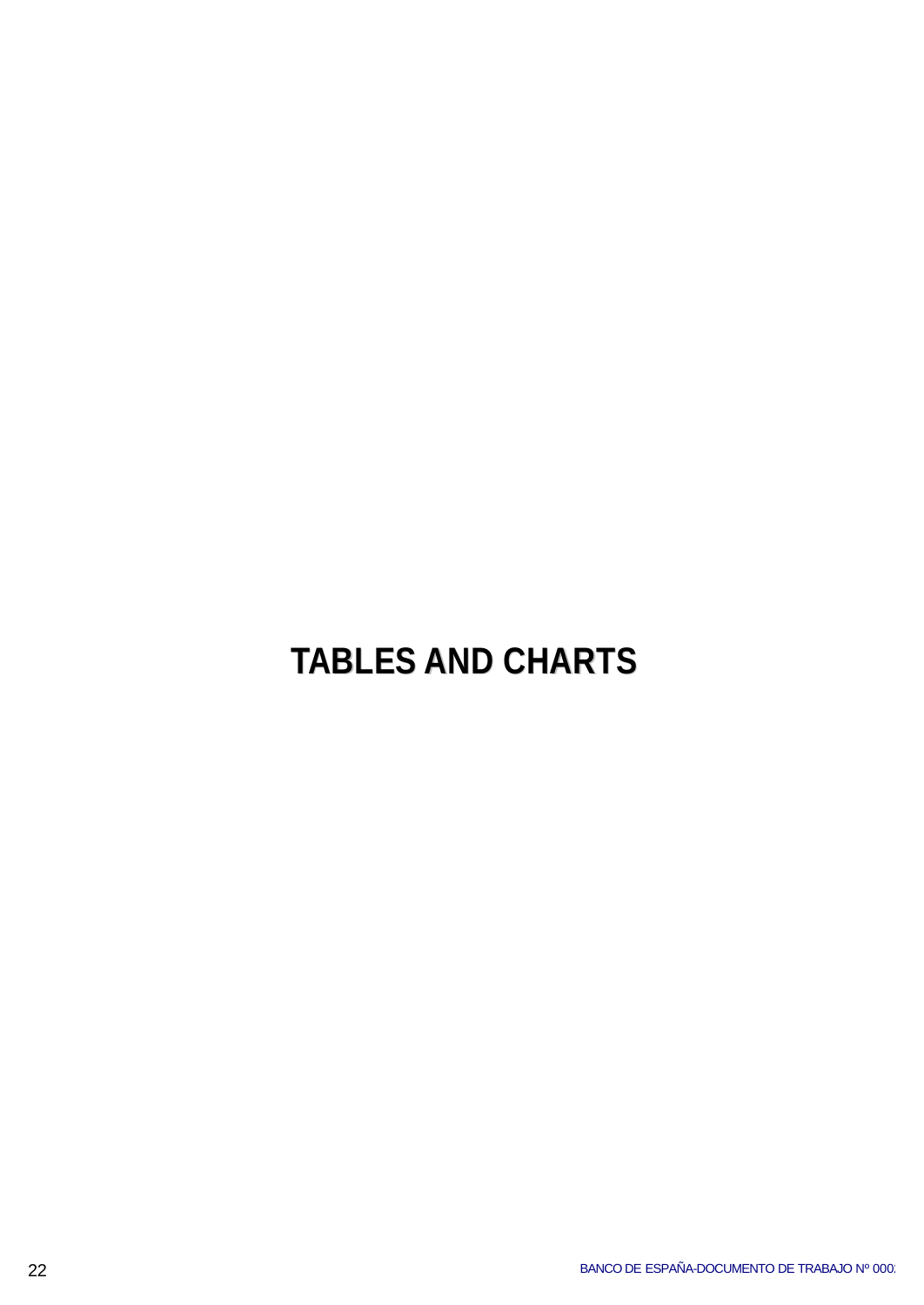# TABLES AND CHARTS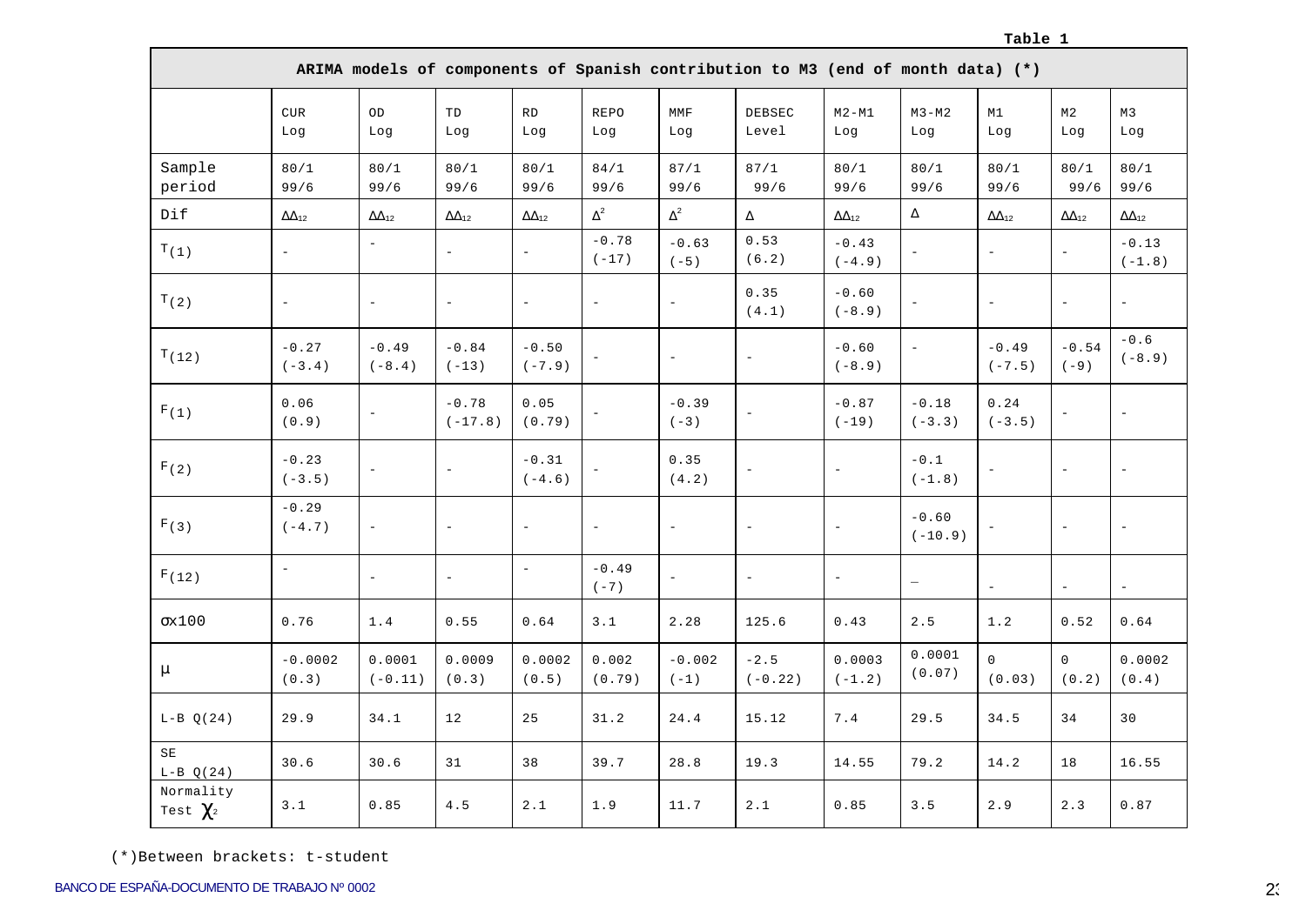**Table 1**

| ARIMA models of components of Spanish contribution to M3 (end of month data) (*) | | | | | | | | | | | | |
|---|---|---|---|---|---|---|---|---|---|---|---|---|
| | CUR Log | OD Log | TD Log | RD Log | REPO Log | MMF Log | DEBSEC Level | M2-M1 Log | M3-M2 Log | M1 Log | M2 Log | M3 Log |
| Sample period | 80/1 99/6 | 80/1 99/6 | 80/1 99/6 | 80/1 99/6 | 84/1 99/6 | 87/1 99/6 | 87/1 99/6 | 80/1 99/6 | 80/1 99/6 | 80/1 99/6 | 80/1 99/6 | 80/1 99/6 |
| Dif | $\Delta\Delta_{12}$ | $\Delta\Delta_{12}$ | $\Delta\Delta_{12}$ | $\Delta\Delta_{12}$ | $\Delta^2$ | $\Delta^2$ | $\Delta$ | $\Delta\Delta_{12}$ | $\Delta$ | $\Delta\Delta_{12}$ | $\Delta\Delta_{12}$ | $\Delta\Delta_{12}$ |
| $T_{(1)}$ | - | - | - | - | -0.78 (-17) | -0.63 (-5) | 0.53 (6.2) | -0.43 (-4.9) | - | - | - | -0.13 (-1.8) |
| $T_{(2)}$ | - | - | - | - | - | - | 0.35 (4.1) | -0.60 (-8.9) | - | - | - | - |
| $T_{(12)}$ | -0.27 (-3.4) | -0.49 (-8.4) | -0.84 (-13) | -0.50 (-7.9) | - | - | - | -0.60 (-8.9) | - | -0.49 (-7.5) | -0.54 (-9) | -0.6 (-8.9) |
| $F_{(1)}$ | 0.06 (0.9) | - | -0.78 (-17.8) | 0.05 (0.79) | - | -0.39 (-3) | - | -0.87 (-19) | -0.18 (-3.3) | 0.24 (-3.5) | - | - |
| $F_{(2)}$ | -0.23 (-3.5) | - | - | -0.31 (-4.6) | - | 0.35 (4.2) | - | - | -0.1 (-1.8) | - | - | - |
| $F_{(3)}$ | -0.29 (-4.7) | - | - | - | - | - | - | - | -0.60 (-10.9) | - | - | - |
| $F_{(12)}$ | - | - | - | - | -0.49 (-7) | - | - | - | _ | - | - | - |
| $\sigma$x100 | 0.76 | 1.4 | 0.55 | 0.64 | 3.1 | 2.28 | 125.6 | 0.43 | 2.5 | 1.2 | 0.52 | 0.64 |
| $\mu$ | -0.0002 (0.3) | 0.0001 (-0.11) | 0.0009 (0.3) | 0.0002 (0.5) | 0.002 (0.79) | -0.002 (-1) | -2.5 (-0.22) | 0.0003 (-1.2) | 0.0001 (0.07) | 0 (0.03) | 0 (0.2) | 0.0002 (0.4) |
| L-B Q(24) | 29.9 | 34.1 | 12 | 25 | 31.2 | 24.4 | 15.12 | 7.4 | 29.5 | 34.5 | 34 | 30 |
| SE L-B Q(24) | 30.6 | 30.6 | 31 | 38 | 39.7 | 28.8 | 19.3 | 14.55 | 79.2 | 14.2 | 18 | 16.55 |
| Normality Test $\chi_2$ | 3.1 | 0.85 | 4.5 | 2.1 | 1.9 | 11.7 | 2.1 | 0.85 | 3.5 | 2.9 | 2.3 | 0.87 |

(*)Between brackets: t-student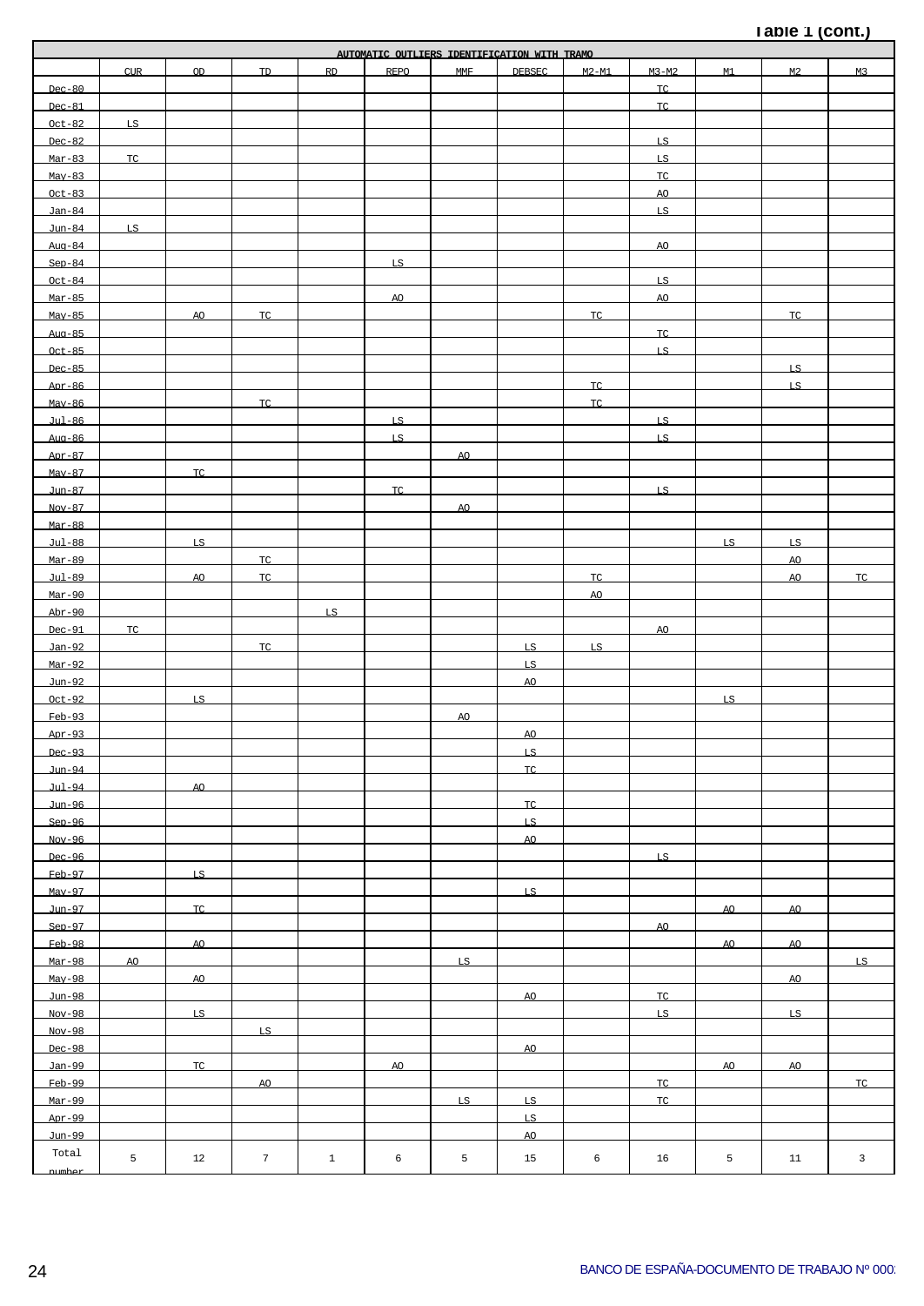Table 1 (cont.)

| AUTOMATIC OUTLIERS IDENTIFICATION WITH TRAMO | | | | | | | | | | | | |
|---|---|---|---|---|---|---|---|---|---|---|---|---|
| | CUR | OD | TD | RD | REPO | MMF | DEBSEC | M2-M1 | M3-M2 | M1 | M2 | M3 |
| Dec-80 | | | | | | | | | TC | | | |
| Dec-81 | | | | | | | | | TC | | | |
| Oct-82 | LS | | | | | | | | | | | |
| Dec-82 | | | | | | | | | LS | | | |
| Mar-83 | TC | | | | | | | | LS | | | |
| May-83 | | | | | | | | | TC | | | |
| Oct-83 | | | | | | | | | AO | | | |
| Jan-84 | | | | | | | | | LS | | | |
| Jun-84 | LS | | | | | | | | | | | |
| Aug-84 | | | | | | | | | AO | | | |
| Sep-84 | | | | | LS | | | | | | | |
| Oct-84 | | | | | | | | | LS | | | |
| Mar-85 | | | | | AO | | | | AO | | | |
| May-85 | | AO | TC | | | | | TC | | | TC | |
| Aug-85 | | | | | | | | | TC | | | |
| Oct-85 | | | | | | | | | LS | | | |
| Dec-85 | | | | | | | | | | | LS | |
| Apr-86 | | | | | | | | TC | | | LS | |
| May-86 | | | TC | | | | | TC | | | | |
| Jul-86 | | | | | LS | | | | LS | | | |
| Aug-86 | | | | | LS | | | | LS | | | |
| Apr-87 | | | | | | AO | | | | | | |
| May-87 | | TC | | | | | | | | | | |
| Jun-87 | | | | | TC | | | | LS | | | |
| Nov-87 | | | | | | AO | | | | | | |
| Mar-88 | | | | | | | | | | | | |
| Jul-88 | | LS | | | | | | | | LS | LS | |
| Mar-89 | | | TC | | | | | | | | AO | |
| Jul-89 | | AO | TC | | | | | TC | | | AO | TC |
| Mar-90 | | | | | | | | AO | | | | |
| Abr-90 | | | | LS | | | | | | | | |
| Dec-91 | TC | | | | | | | | AO | | | |
| Jan-92 | | | TC | | | | LS | LS | | | | |
| Mar-92 | | | | | | | LS | | | | | |
| Jun-92 | | | | | | | AO | | | | | |
| Oct-92 | | LS | | | | | | | | LS | | |
| Feb-93 | | | | | | AO | | | | | | |
| Apr-93 | | | | | | | AO | | | | | |
| Dec-93 | | | | | | | LS | | | | | |
| Jun-94 | | | | | | | TC | | | | | |
| Jul-94 | | AO | | | | | | | | | | |
| Jun-96 | | | | | | | TC | | | | | |
| Sep-96 | | | | | | | LS | | | | | |
| Nov-96 | | | | | | | AO | | | | | |
| Dec-96 | | | | | | | | | LS | | | |
| Feb-97 | | LS | | | | | | | | | | |
| May-97 | | | | | | | LS | | | | | |
| Jun-97 | | TC | | | | | | | | AO | AO | |
| Sep-97 | | | | | | | | | AO | | | |
| Feb-98 | | AO | | | | | | | | AO | AO | |
| Mar-98 | AO | | | | | LS | | | | | | LS |
| May-98 | | AO | | | | | | | | | AO | |
| Jun-98 | | | | | | | AO | | TC | | | |
| Nov-98 | | LS | | | | | | | LS | | LS | |
| Nov-98 | | | LS | | | | | | | | | |
| Dec-98 | | | | | | | AO | | | | | |
| Jan-99 | | TC | | | AO | | | | | AO | AO | |
| Feb-99 | | | AO | | | | | | TC | | | TC |
| Mar-99 | | | | | | LS | LS | | TC | | | |
| Apr-99 | | | | | | | LS | | | | | |
| Jun-99 | | | | | | | AO | | | | | |
| Total number | 5 | 12 | 7 | 1 | 6 | 5 | 15 | 6 | 16 | 5 | 11 | 3 |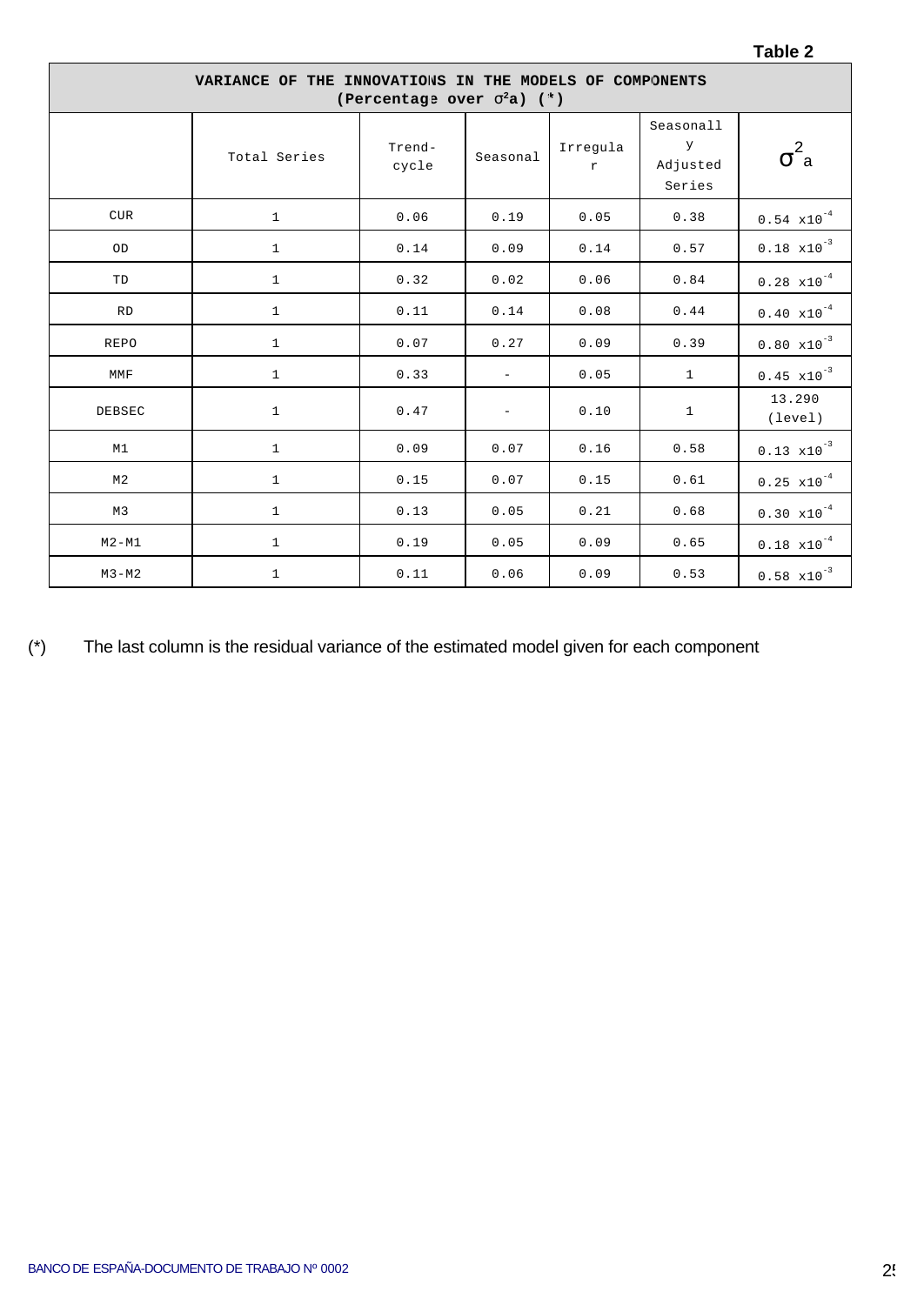**Table 2**

| VARIANCE OF THE INNOVATIONS IN THE MODELS OF COMPONENTS (Percentage over $\sigma^2 a$) (*) | | | | | | |
|---|---|---|---|---|---|---|
| | Total Series | Trend-cycle | Seasonal | Irregular | Seasonally Adjusted Series | $\sigma^2_a$ |
| CUR | 1 | 0.06 | 0.19 | 0.05 | 0.38 | $0.54 \times 10^{-4}$ |
| OD | 1 | 0.14 | 0.09 | 0.14 | 0.57 | $0.18 \times 10^{-3}$ |
| TD | 1 | 0.32 | 0.02 | 0.06 | 0.84 | $0.28 \times 10^{-4}$ |
| RD | 1 | 0.11 | 0.14 | 0.08 | 0.44 | $0.40 \times 10^{-4}$ |
| REPO | 1 | 0.07 | 0.27 | 0.09 | 0.39 | $0.80 \times 10^{-3}$ |
| MMF | 1 | 0.33 | - | 0.05 | 1 | $0.45 \times 10^{-3}$ |
| DEBSEC | 1 | 0.47 | - | 0.10 | 1 | 13.290 (level) |
| M1 | 1 | 0.09 | 0.07 | 0.16 | 0.58 | $0.13 \times 10^{-3}$ |
| M2 | 1 | 0.15 | 0.07 | 0.15 | 0.61 | $0.25 \times 10^{-4}$ |
| M3 | 1 | 0.13 | 0.05 | 0.21 | 0.68 | $0.30 \times 10^{-4}$ |
| M2-M1 | 1 | 0.19 | 0.05 | 0.09 | 0.65 | $0.18 \times 10^{-4}$ |
| M3-M2 | 1 | 0.11 | 0.06 | 0.09 | 0.53 | $0.58 \times 10^{-3}$ |

(*) The last column is the residual variance of the estimated model given for each component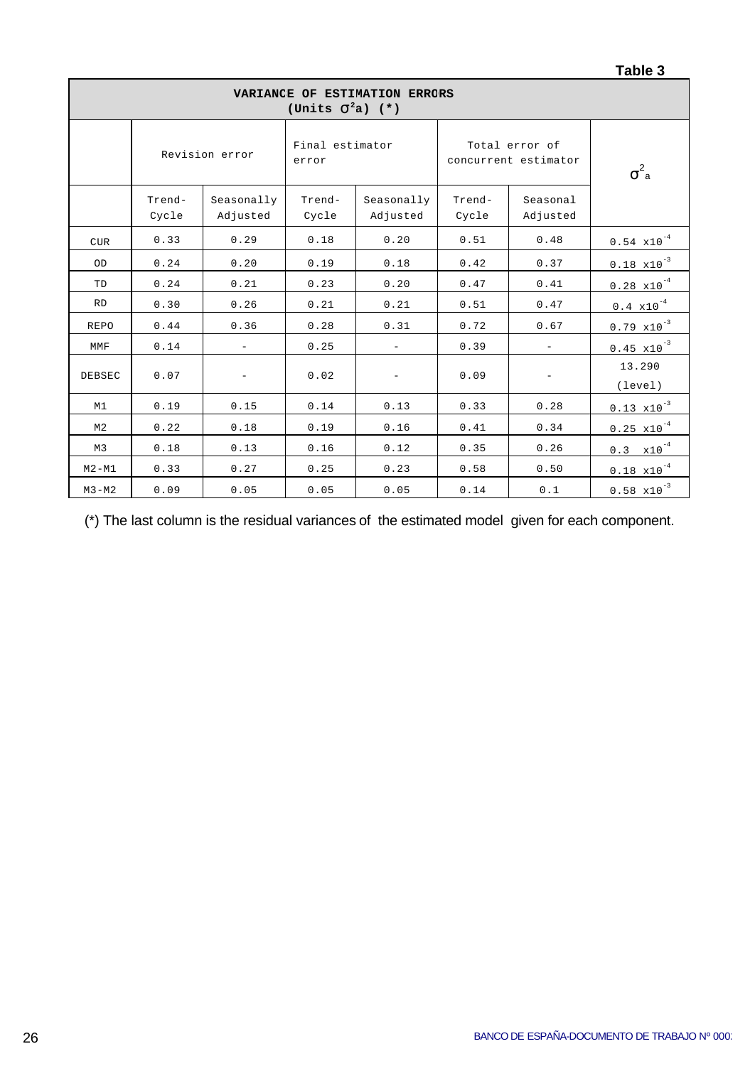Table 3

| VARIANCE OF ESTIMATION ERRORS (Units $\sigma^2 a$) (*) | | | | | | | |
|---|---|---|---|---|---|---|---|
| | Revision error | | Final estimator error | | Total error of concurrent estimator | | $\sigma^2_a$ |
| | Trend-Cycle | Seasonally Adjusted | Trend-Cycle | Seasonally Adjusted | Trend-Cycle | Seasonal Adjusted | |
| CUR | 0.33 | 0.29 | 0.18 | 0.20 | 0.51 | 0.48 | $0.54 \times 10^{-4}$ |
| OD | 0.24 | 0.20 | 0.19 | 0.18 | 0.42 | 0.37 | $0.18 \times 10^{-3}$ |
| TD | 0.24 | 0.21 | 0.23 | 0.20 | 0.47 | 0.41 | $0.28 \times 10^{-4}$ |
| RD | 0.30 | 0.26 | 0.21 | 0.21 | 0.51 | 0.47 | $0.4 \times 10^{-4}$ |
| REPO | 0.44 | 0.36 | 0.28 | 0.31 | 0.72 | 0.67 | $0.79 \times 10^{-3}$ |
| MMF | 0.14 | - | 0.25 | - | 0.39 | - | $0.45 \times 10^{-3}$ |
| DEBSEC | 0.07 | - | 0.02 | - | 0.09 | - | 13.290 (level) |
| M1 | 0.19 | 0.15 | 0.14 | 0.13 | 0.33 | 0.28 | $0.13 \times 10^{-3}$ |
| M2 | 0.22 | 0.18 | 0.19 | 0.16 | 0.41 | 0.34 | $0.25 \times 10^{-4}$ |
| M3 | 0.18 | 0.13 | 0.16 | 0.12 | 0.35 | 0.26 | $0.3 \times 10^{-4}$ |
| M2-M1 | 0.33 | 0.27 | 0.25 | 0.23 | 0.58 | 0.50 | $0.18 \times 10^{-4}$ |
| M3-M2 | 0.09 | 0.05 | 0.05 | 0.05 | 0.14 | 0.1 | $0.58 \times 10^{-3}$ |

(*) The last column is the residual variances of the estimated model given for each component.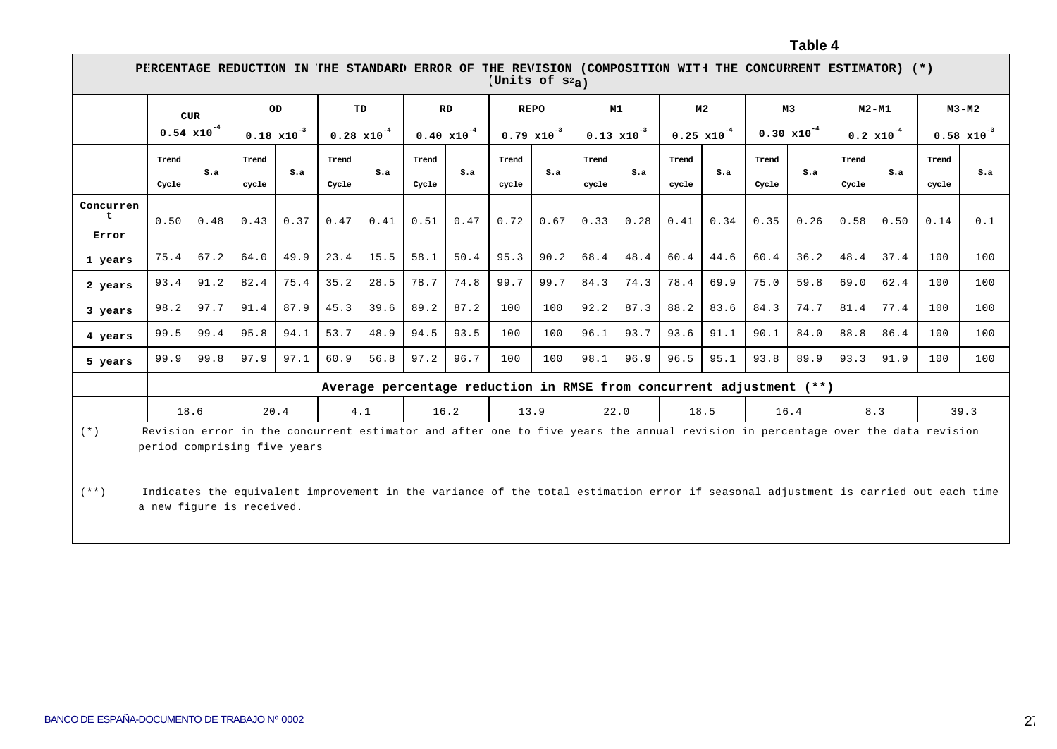**Table 4**

| PERCENTAGE REDUCTION IN THE STANDARD ERROR OF THE REVISION (COMPOSITION WITH THE CONCURRENT ESTIMATOR) (*) (Units of $s^2_a$) | | | | | | | | | | | | | | | | | | | | |
|---|---|---|---|---|---|---|---|---|---|---|---|---|---|---|---|---|---|---|---|---|
| | CUR $0.54 \times 10^{-4}$ | | OD $0.18 \times 10^{-3}$ | | TD $0.28 \times 10^{-4}$ | | RD $0.40 \times 10^{-4}$ | | REPO $0.79 \times 10^{-3}$ | | M1 $0.13 \times 10^{-3}$ | | M2 $0.25 \times 10^{-4}$ | | M3 $0.30 \times 10^{-4}$ | | M2-M1 $0.2 \times 10^{-4}$ | | M3-M2 $0.58 \times 10^{-3}$ | |
| | Trend cycle | S.a | Trend cycle | S.a | Trend cycle | S.a | Trend cycle | S.a | Trend cycle | S.a | Trend cycle | S.a | Trend cycle | S.a | Trend cycle | S.a | Trend cycle | S.a | Trend cycle | S.a |
| Concurrent Error | 0.50 | 0.48 | 0.43 | 0.37 | 0.47 | 0.41 | 0.51 | 0.47 | 0.72 | 0.67 | 0.33 | 0.28 | 0.41 | 0.34 | 0.35 | 0.26 | 0.58 | 0.50 | 0.14 | 0.1 |
| 1 years | 75.4 | 67.2 | 64.0 | 49.9 | 23.4 | 15.5 | 58.1 | 50.4 | 95.3 | 90.2 | 68.4 | 48.4 | 60.4 | 44.6 | 60.4 | 36.2 | 48.4 | 37.4 | 100 | 100 |
| 2 years | 93.4 | 91.2 | 82.4 | 75.4 | 35.2 | 28.5 | 78.7 | 74.8 | 99.7 | 99.7 | 84.3 | 74.3 | 78.4 | 69.9 | 75.0 | 59.8 | 69.0 | 62.4 | 100 | 100 |
| 3 years | 98.2 | 97.7 | 91.4 | 87.9 | 45.3 | 39.6 | 89.2 | 87.2 | 100 | 100 | 92.2 | 87.3 | 88.2 | 83.6 | 84.3 | 74.7 | 81.4 | 77.4 | 100 | 100 |
| 4 years | 99.5 | 99.4 | 95.8 | 94.1 | 53.7 | 48.9 | 94.5 | 93.5 | 100 | 100 | 96.1 | 93.7 | 93.6 | 91.1 | 90.1 | 84.0 | 88.8 | 86.4 | 100 | 100 |
| 5 years | 99.9 | 99.8 | 97.9 | 97.1 | 60.9 | 56.8 | 97.2 | 96.7 | 100 | 100 | 98.1 | 96.9 | 96.5 | 95.1 | 93.8 | 89.9 | 93.3 | 91.9 | 100 | 100 |
| | Average percentage reduction in RMSE from concurrent adjustment (**) | | | | | | | | | | | | | | | | | | | |
| | 18.6 | | 20.4 | | 4.1 | | 16.2 | | 13.9 | | 22.0 | | 18.5 | | 16.4 | | 8.3 | | 39.3 | |

(*) Revision error in the concurrent estimator and after one to five years the annual revision in percentage over the data revision period comprising five years

(**) Indicates the equivalent improvement in the variance of the total estimation error if seasonal adjustment is carried out each time a new figure is received.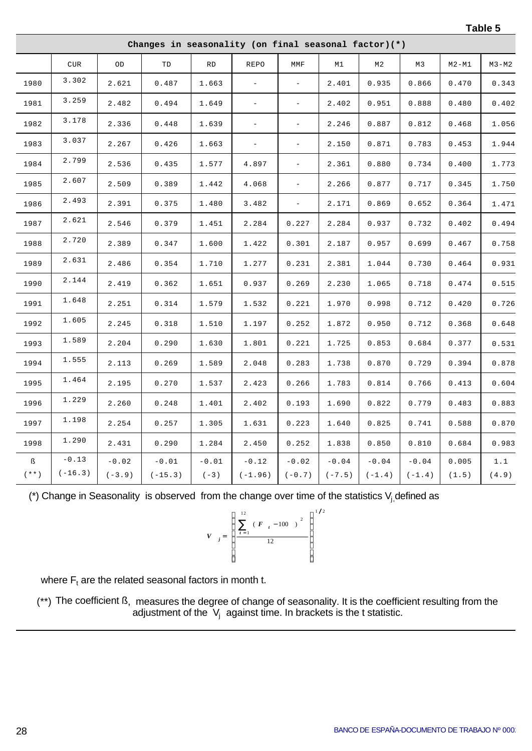**Table 5**

| Changes in seasonality (on final seasonal factor)(*) | | | | | | | | | | | |
|---|---|---|---|---|---|---|---|---|---|---|---|
| | CUR | OD | TD | RD | REPO | MMF | M1 | M2 | M3 | M2-M1 | M3-M2 |
| 1980 | 3.302 | 2.621 | 0.487 | 1.663 | - | - | 2.401 | 0.935 | 0.866 | 0.470 | 0.343 |
| 1981 | 3.259 | 2.482 | 0.494 | 1.649 | - | - | 2.402 | 0.951 | 0.888 | 0.480 | 0.402 |
| 1982 | 3.178 | 2.336 | 0.448 | 1.639 | - | - | 2.246 | 0.887 | 0.812 | 0.468 | 1.056 |
| 1983 | 3.037 | 2.267 | 0.426 | 1.663 | - | - | 2.150 | 0.871 | 0.783 | 0.453 | 1.944 |
| 1984 | 2.799 | 2.536 | 0.435 | 1.577 | 4.897 | - | 2.361 | 0.880 | 0.734 | 0.400 | 1.773 |
| 1985 | 2.607 | 2.509 | 0.389 | 1.442 | 4.068 | - | 2.266 | 0.877 | 0.717 | 0.345 | 1.750 |
| 1986 | 2.493 | 2.391 | 0.375 | 1.480 | 3.482 | - | 2.171 | 0.869 | 0.652 | 0.364 | 1.471 |
| 1987 | 2.621 | 2.546 | 0.379 | 1.451 | 2.284 | 0.227 | 2.284 | 0.937 | 0.732 | 0.402 | 0.494 |
| 1988 | 2.720 | 2.389 | 0.347 | 1.600 | 1.422 | 0.301 | 2.187 | 0.957 | 0.699 | 0.467 | 0.758 |
| 1989 | 2.631 | 2.486 | 0.354 | 1.710 | 1.277 | 0.231 | 2.381 | 1.044 | 0.730 | 0.464 | 0.931 |
| 1990 | 2.144 | 2.419 | 0.362 | 1.651 | 0.937 | 0.269 | 2.230 | 1.065 | 0.718 | 0.474 | 0.515 |
| 1991 | 1.648 | 2.251 | 0.314 | 1.579 | 1.532 | 0.221 | 1.970 | 0.998 | 0.712 | 0.420 | 0.726 |
| 1992 | 1.605 | 2.245 | 0.318 | 1.510 | 1.197 | 0.252 | 1.872 | 0.950 | 0.712 | 0.368 | 0.648 |
| 1993 | 1.589 | 2.204 | 0.290 | 1.630 | 1.801 | 0.221 | 1.725 | 0.853 | 0.684 | 0.377 | 0.531 |
| 1994 | 1.555 | 2.113 | 0.269 | 1.589 | 2.048 | 0.283 | 1.738 | 0.870 | 0.729 | 0.394 | 0.878 |
| 1995 | 1.464 | 2.195 | 0.270 | 1.537 | 2.423 | 0.266 | 1.783 | 0.814 | 0.766 | 0.413 | 0.604 |
| 1996 | 1.229 | 2.260 | 0.248 | 1.401 | 2.402 | 0.193 | 1.690 | 0.822 | 0.779 | 0.483 | 0.883 |
| 1997 | 1.198 | 2.254 | 0.257 | 1.305 | 1.631 | 0.223 | 1.640 | 0.825 | 0.741 | 0.588 | 0.870 |
| 1998 | 1.290 | 2.431 | 0.290 | 1.284 | 2.450 | 0.252 | 1.838 | 0.850 | 0.810 | 0.684 | 0.983 |
| ß<br>(**) | -0.13<br>(-16.3) | -0.02<br>(-3.9) | -0.01<br>(-15.3) | -0.01<br>(-3) | -0.12<br>(-1.96) | -0.02<br>(-0.7) | -0.04<br>(-7.5) | -0.04<br>(-1.4) | -0.04<br>(-1.4) | 0.005<br>(1.5) | 1.1<br>(4.9) |

(*) Change in Seasonality is observed from the change over time of the statistics $V_j$ defined as

$$V_j = \left[ \frac{\sum_{t=1}^{12} (F_t - 100)^2}{12} \right]^{1/2}$$

where $F_t$ are the related seasonal factors in month t.

(**) The coefficient ß, measures the degree of change of seasonality. It is the coefficient resulting from the adjustment of the $V_j$ against time. In brackets is the t statistic.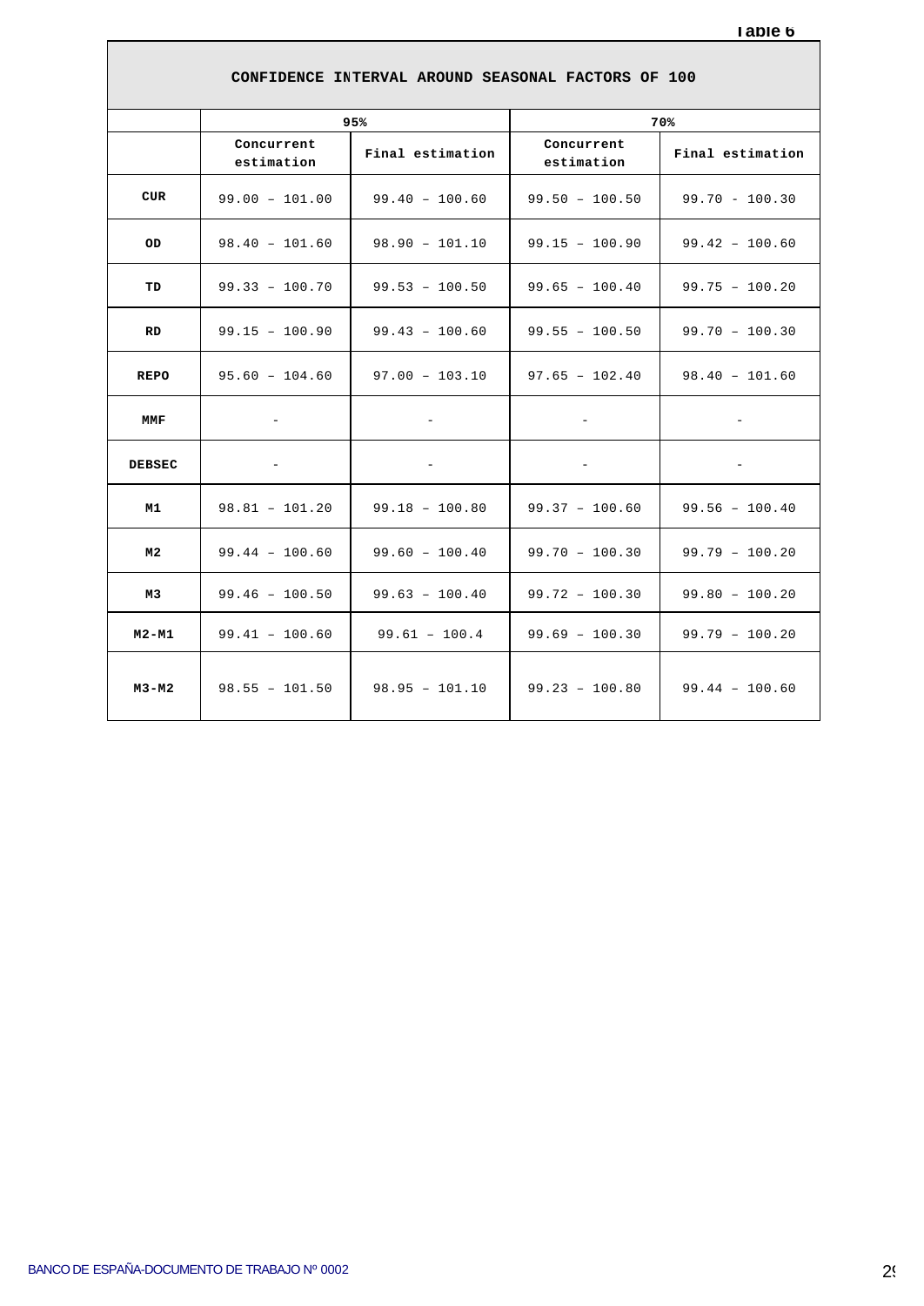**Table 6**

| CONFIDENCE INTERVAL AROUND SEASONAL FACTORS OF 100 | | | | |
|---|---|---|---|---|
| | 95% | | 70% | |
| | Concurrent estimation | Final estimation | Concurrent estimation | Final estimation |
| **CUR** | 99.00 – 101.00 | 99.40 – 100.60 | 99.50 – 100.50 | 99.70 - 100.30 |
| **OD** | 98.40 – 101.60 | 98.90 – 101.10 | 99.15 – 100.90 | 99.42 – 100.60 |
| **TD** | 99.33 – 100.70 | 99.53 – 100.50 | 99.65 – 100.40 | 99.75 – 100.20 |
| **RD** | 99.15 – 100.90 | 99.43 – 100.60 | 99.55 – 100.50 | 99.70 – 100.30 |
| **REPO** | 95.60 – 104.60 | 97.00 – 103.10 | 97.65 – 102.40 | 98.40 – 101.60 |
| **MMF** | - | - | - | - |
| **DEBSEC** | - | - | - | - |
| **M1** | 98.81 – 101.20 | 99.18 – 100.80 | 99.37 – 100.60 | 99.56 – 100.40 |
| **M2** | 99.44 – 100.60 | 99.60 – 100.40 | 99.70 – 100.30 | 99.79 – 100.20 |
| **M3** | 99.46 – 100.50 | 99.63 – 100.40 | 99.72 – 100.30 | 99.80 – 100.20 |
| **M2-M1** | 99.41 – 100.60 | 99.61 – 100.4 | 99.69 – 100.30 | 99.79 – 100.20 |
| **M3-M2** | 98.55 – 101.50 | 98.95 – 101.10 | 99.23 – 100.80 | 99.44 – 100.60 |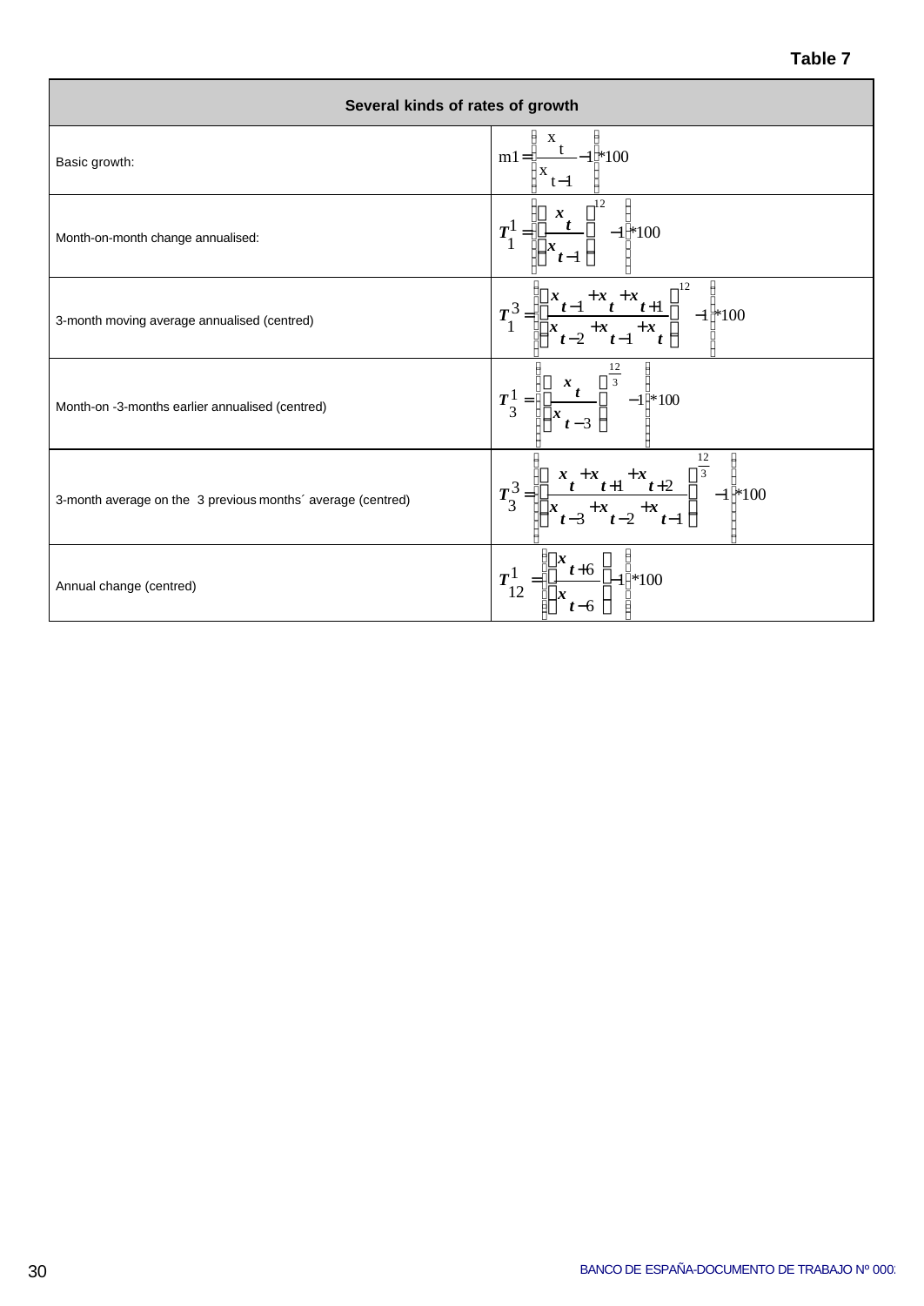**Table 7**

| Several kinds of rates of growth | |
|---|---|
| Basic growth: | $m1=\left(\frac{x_t}{x_{t-1}}-1\right)*100$ |
| Month-on-month change annualised: | $T_1^1=\left(\left(\frac{x_t}{x_{t-1}}\right)^{12}-1\right)*100$ |
| 3-month moving average annualised (centred) | $T_1^3=\left(\left(\frac{x_{t-1}+x_t+x_{t+1}}{x_{t-2}+x_{t-1}+x_t}\right)^{12}-1\right)*100$ |
| Month-on -3-months earlier annualised (centred) | $T_3^1=\left(\left(\frac{x_t}{x_{t-3}}\right)^{\frac{12}{3}}-1\right)*100$ |
| 3-month average on the 3 previous months´ average (centred) | $T_3^3=\left(\left(\frac{x_t+x_{t+1}+x_{t+2}}{x_{t-3}+x_{t-2}+x_{t-1}}\right)^{\frac{12}{3}}-1\right)*100$ |
| Annual change (centred) | $T_{12}^1=\left(\left(\frac{x_{t+6}}{x_{t-6}}\right)-1\right)*100$ |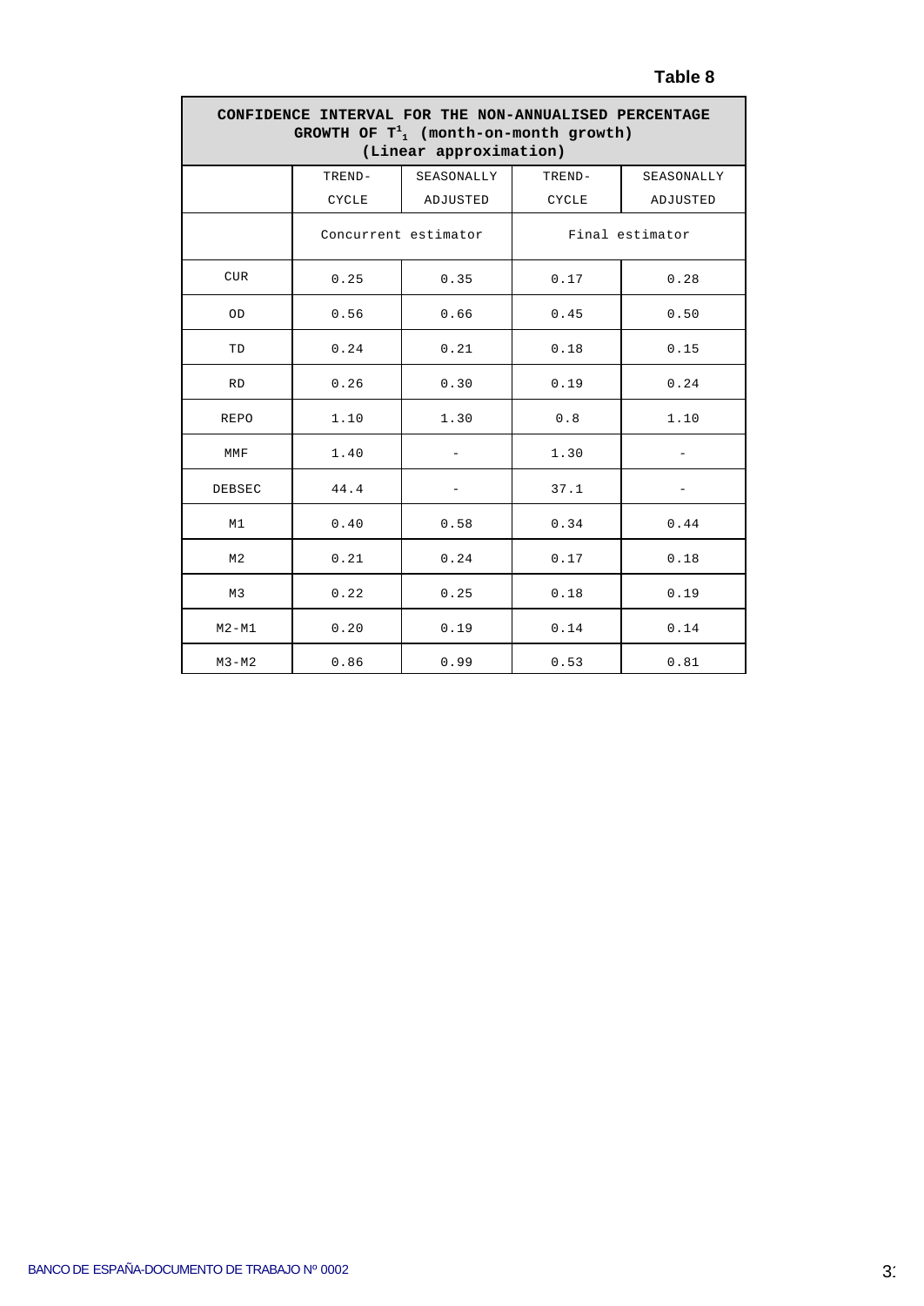**Table 8**

| CONFIDENCE INTERVAL FOR THE NON-ANNUALISED PERCENTAGE GROWTH OF $T^1_1$ (month-on-month growth) (Linear approximation) | | | | |
|---|---|---|---|---|
| | TREND-CYCLE | SEASONALLY ADJUSTED | TREND-CYCLE | SEASONALLY ADJUSTED |
| | Concurrent estimator | | Final estimator | |
| CUR | 0.25 | 0.35 | 0.17 | 0.28 |
| OD | 0.56 | 0.66 | 0.45 | 0.50 |
| TD | 0.24 | 0.21 | 0.18 | 0.15 |
| RD | 0.26 | 0.30 | 0.19 | 0.24 |
| REPO | 1.10 | 1.30 | 0.8 | 1.10 |
| MMF | 1.40 | - | 1.30 | - |
| DEBSEC | 44.4 | - | 37.1 | - |
| M1 | 0.40 | 0.58 | 0.34 | 0.44 |
| M2 | 0.21 | 0.24 | 0.17 | 0.18 |
| M3 | 0.22 | 0.25 | 0.18 | 0.19 |
| M2-M1 | 0.20 | 0.19 | 0.14 | 0.14 |
| M3-M2 | 0.86 | 0.99 | 0.53 | 0.81 |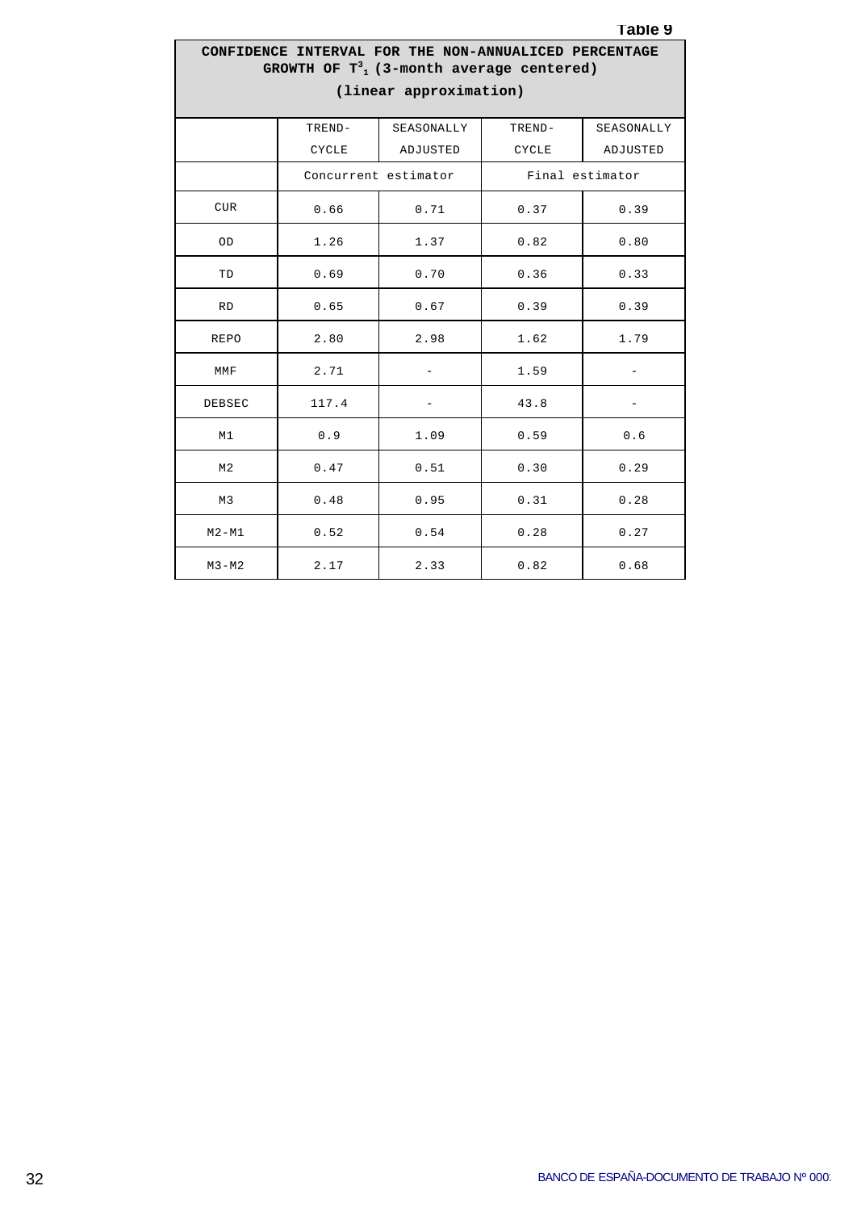**Table 9**

**CONFIDENCE INTERVAL FOR THE NON-ANNUALICED PERCENTAGE GROWTH OF $T^3_1$ (3-month average centered)**

**(linear approximation)**

| | TREND-CYCLE | SEASONALLY ADJUSTED | TREND-CYCLE | SEASONALLY ADJUSTED |
|---|---|---|---|---|
| | Concurrent estimator | | Final estimator | |
| CUR | 0.66 | 0.71 | 0.37 | 0.39 |
| OD | 1.26 | 1.37 | 0.82 | 0.80 |
| TD | 0.69 | 0.70 | 0.36 | 0.33 |
| RD | 0.65 | 0.67 | 0.39 | 0.39 |
| REPO | 2.80 | 2.98 | 1.62 | 1.79 |
| MMF | 2.71 | - | 1.59 | - |
| DEBSEC | 117.4 | - | 43.8 | - |
| M1 | 0.9 | 1.09 | 0.59 | 0.6 |
| M2 | 0.47 | 0.51 | 0.30 | 0.29 |
| M3 | 0.48 | 0.95 | 0.31 | 0.28 |
| M2-M1 | 0.52 | 0.54 | 0.28 | 0.27 |
| M3-M2 | 2.17 | 2.33 | 0.82 | 0.68 |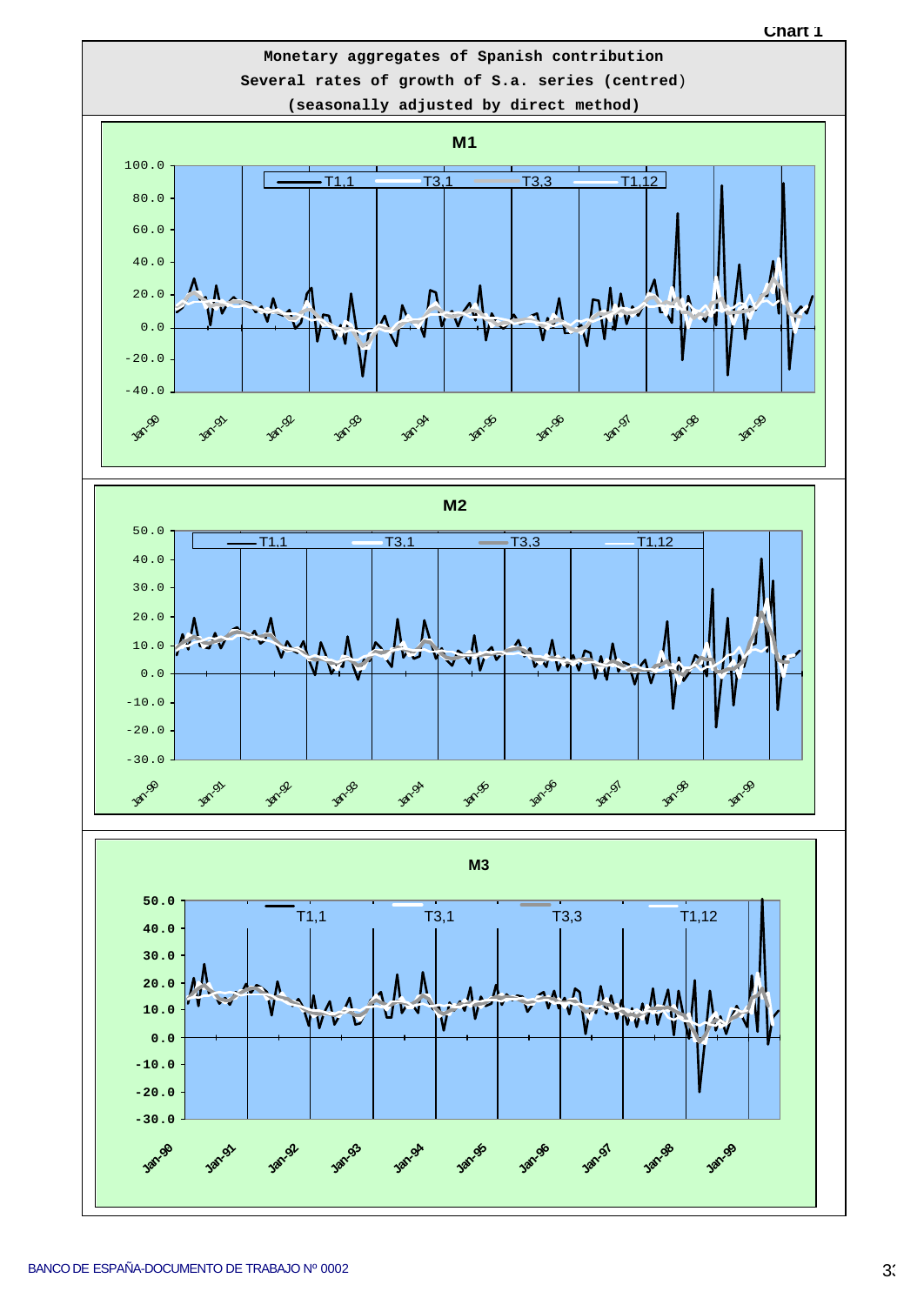Chart 1

**Monetary aggregates of Spanish contribution**
**Several rates of growth of S.a. series (centred)**
**(seasonally adjusted by direct method)**

**M1**

T1,1 T3,1 T3,3 T1,12

100.0 80.0 60.0 40.0 20.0 0.0 -20.0 -40.0

Jan-90 Jan-91 Jan-92 Jan-93 Jan-94 Jan-95 Jan-96 Jan-97 Jan-98 Jan-99

**M2**

T1,1 T3,1 T3,3 T1,12

50.0 40.0 30.0 20.0 10.0 0.0 -10.0 -20.0 -30.0

Jan-90 Jan-91 Jan-92 Jan-93 Jan-94 Jan-95 Jan-96 Jan-97 Jan-98 Jan-99

**M3**

T1,1 T3,1 T3,3 T1,12

50.0 40.0 30.0 20.0 10.0 0.0 -10.0 -20.0 -30.0

Jan-90 Jan-91 Jan-92 Jan-93 Jan-94 Jan-95 Jan-96 Jan-97 Jan-98 Jan-99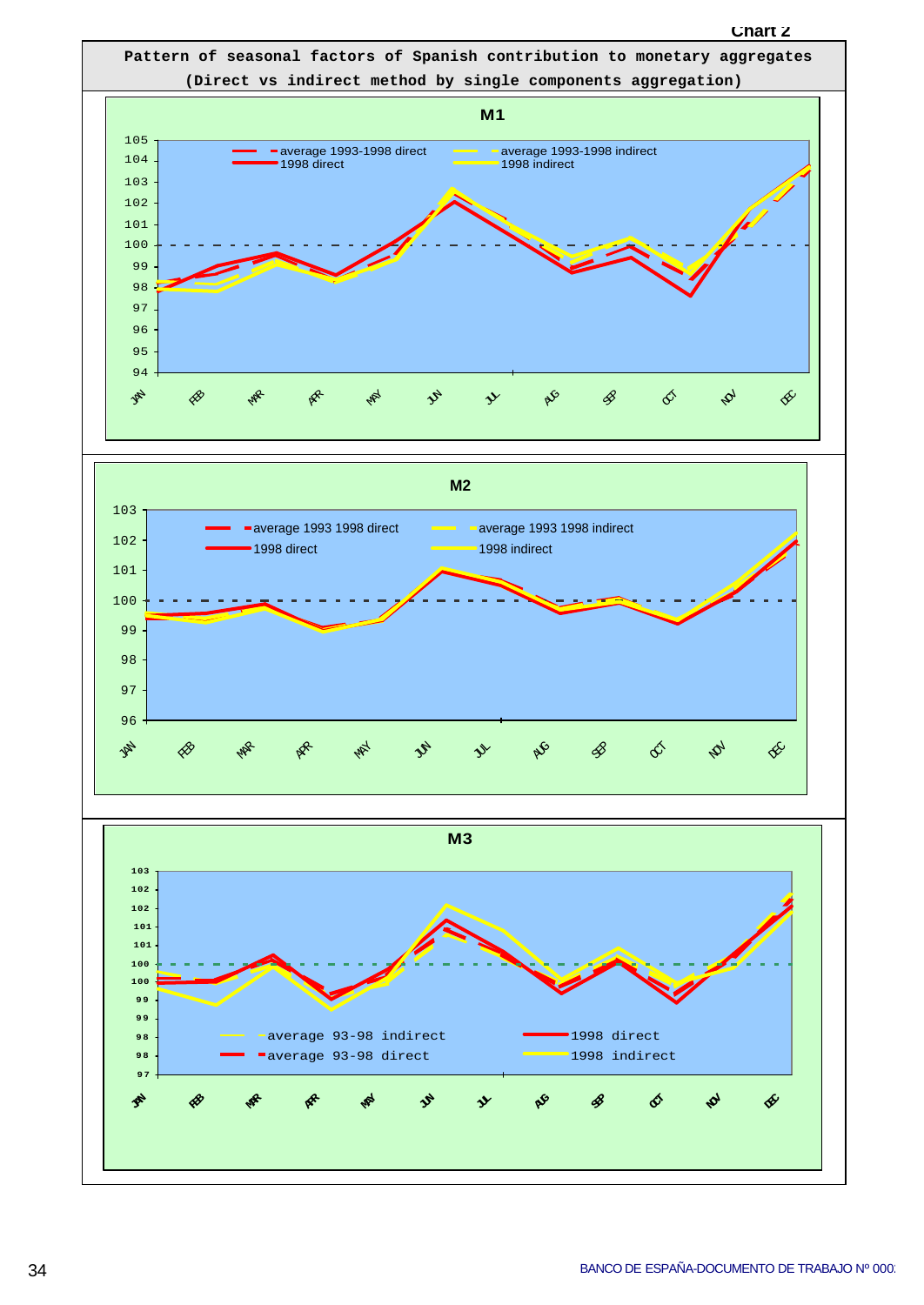Chart 2

**Pattern of seasonal factors of Spanish contribution to monetary aggregates**
**(Direct vs indirect method by single components aggregation)**

**M1**

average 1993-1998 direct — average 1993-1998 indirect — 1998 direct — 1998 indirect

Y axis: 94, 95, 96, 97, 98, 99, 100, 101, 102, 103, 104, 105

X axis: JAN, FEB, MAR, APR, MAY, JUN, JUL, AUG, SEP, OCT, NOV, DEC

**M2**

average 1993 1998 direct — average 1993 1998 indirect — 1998 direct — 1998 indirect

Y axis: 96, 97, 98, 99, 100, 101, 102, 103

X axis: JAN, FEB, MAR, APR, MAY, JUN, JUL, AUG, SEP, OCT, NOV, DEC

**M3**

average 93-98 indirect — 1998 direct — average 93-98 direct — 1998 indirect

Y axis: 97, 98, 98, 99, 99, 100, 100, 101, 101, 102, 102, 103

X axis: JAN, FEB, MAR, APR, MAY, JUN, JUL, AUG, SEP, OCT, NOV, DEC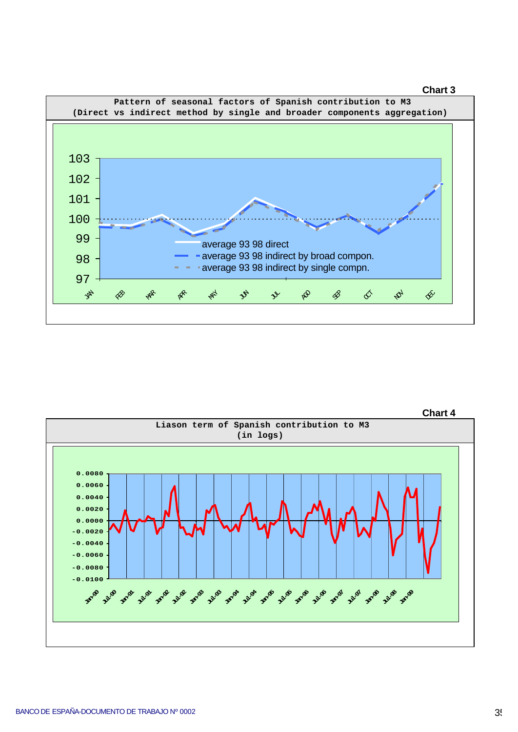**Chart 3**

**Pattern of seasonal factors of Spanish contribution to M3 (Direct vs indirect method by single and broader components aggregation)**

Legend:
- average 93 98 direct
- average 93 98 indirect by broad compon.
- average 93 98 indirect by single compn.

Y-axis: 97, 98, 99, 100, 101, 102, 103

X-axis: JAN, FEB, MAR, APR, MAY, JUN, JUL, AGO, SEP, OCT, NOV, DEC

**Chart 4**

**Liason term of Spanish contribution to M3 (in logs)**

Y-axis: 0.0080, 0.0060, 0.0040, 0.0020, 0.0000, -0.0020, -0.0040, -0.0060, -0.0080, -0.0100

X-axis: Jan-90, Jul-90, Jan-91, Jul-91, Jan-92, Jul-92, Jan-93, Jul-93, Jan-94, Jul-94, Jan-95, Jul-95, Jan-96, Jul-96, Jan-97, Jul-97, Jan-98, Jul-98, Jan-99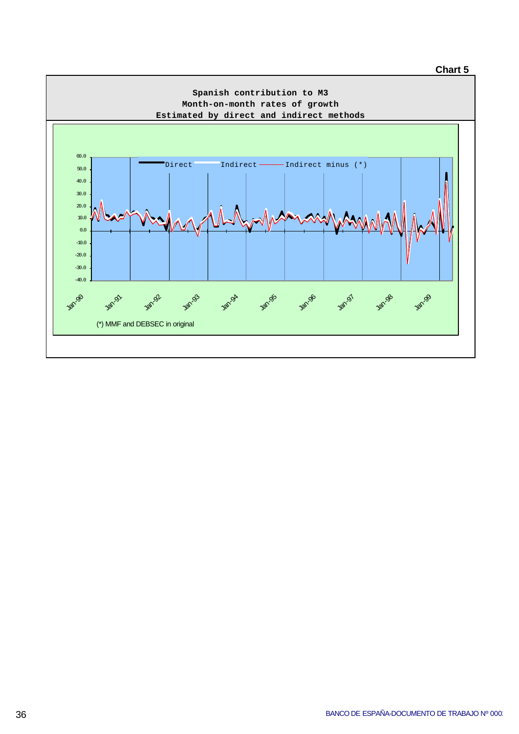**Chart 5**

**Spanish contribution to M3**
**Month-on-month rates of growth**
**Estimated by direct and indirect methods**

Direct — Indirect — Indirect minus (*)

60.0
50.0
40.0
30.0
20.0
10.0
0.0
-10.0
-20.0
-30.0
-40.0

Jan-90 Jan-91 Jan-92 Jan-93 Jan-94 Jan-95 Jan-96 Jan-97 Jan-98 Jan-99

(*) MMF and DEBSEC in original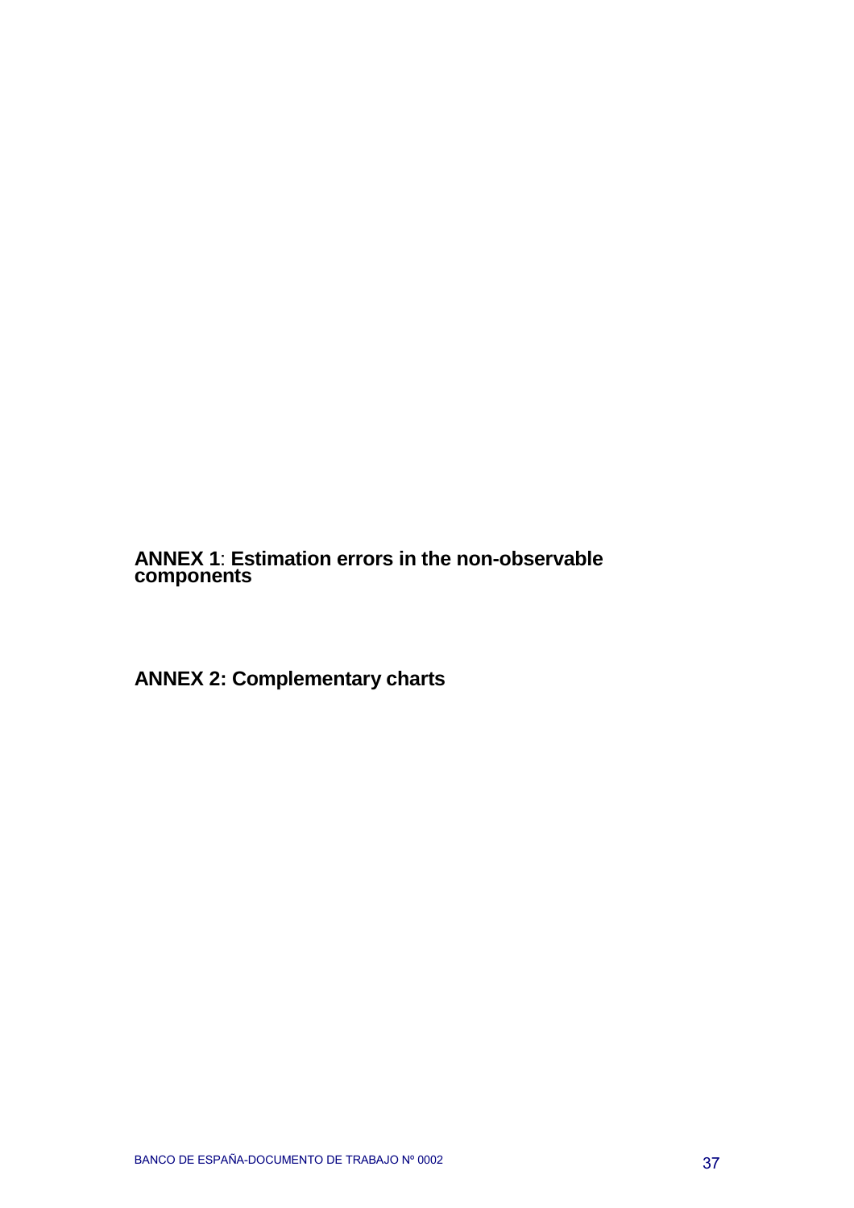## ANNEX 1: Estimation errors in the non-observable components

## ANNEX 2: Complementary charts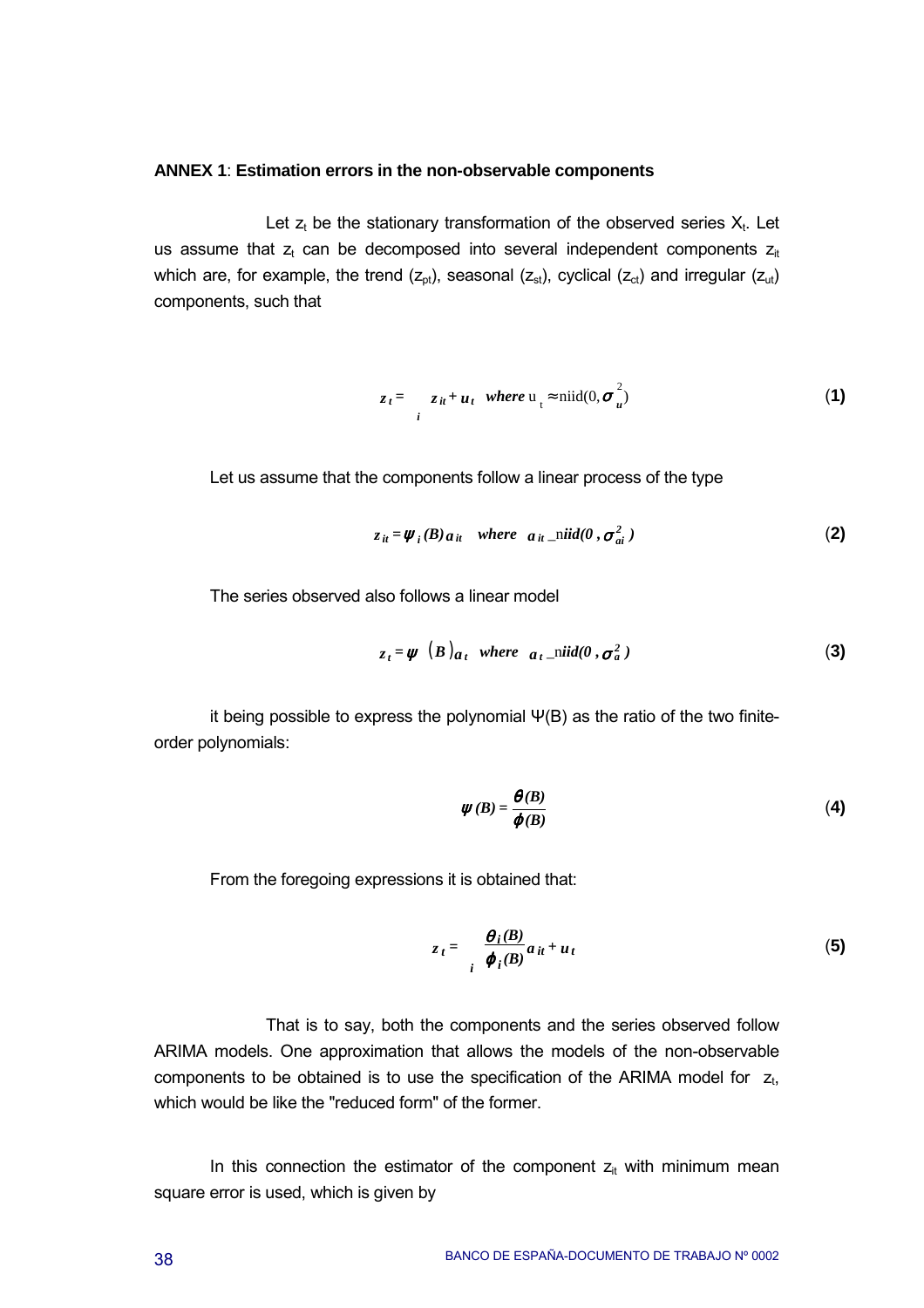**ANNEX 1**: **Estimation errors in the non-observable components**

Let $z_t$ be the stationary transformation of the observed series $X_t$. Let us assume that $z_t$ can be decomposed into several independent components $z_{it}$ which are, for example, the trend ($z_{pt}$), seasonal ($z_{st}$), cyclical ($z_{ct}$) and irregular ($z_{ut}$) components, such that

$$z_t = \sum_i z_{it} + u_t \quad \textit{where } u_t \approx \text{niid}(0, \sigma_u^2) \tag{1}$$

Let us assume that the components follow a linear process of the type

$$z_{it} = \psi_i(B)\, a_{it} \quad \textit{where} \quad a_{it} \_\text{niid}(0, \sigma_{ai}^2) \tag{2}$$

The series observed also follows a linear model

$$z_t = \psi\,(B)\, a_t \quad \textit{where} \quad a_t \_\text{niid}(0, \sigma_a^2) \tag{3}$$

it being possible to express the polynomial Ψ(B) as the ratio of the two finite-order polynomials:

$$\psi(B) = \frac{\theta(B)}{\phi(B)} \tag{4}$$

From the foregoing expressions it is obtained that:

$$z_t = \sum_i \frac{\theta_i(B)}{\phi_i(B)} a_{it} + u_t \tag{5}$$

That is to say, both the components and the series observed follow ARIMA models. One approximation that allows the models of the non-observable components to be obtained is to use the specification of the ARIMA model for $z_t$, which would be like the "reduced form" of the former.

In this connection the estimator of the component $z_{it}$ with minimum mean square error is used, which is given by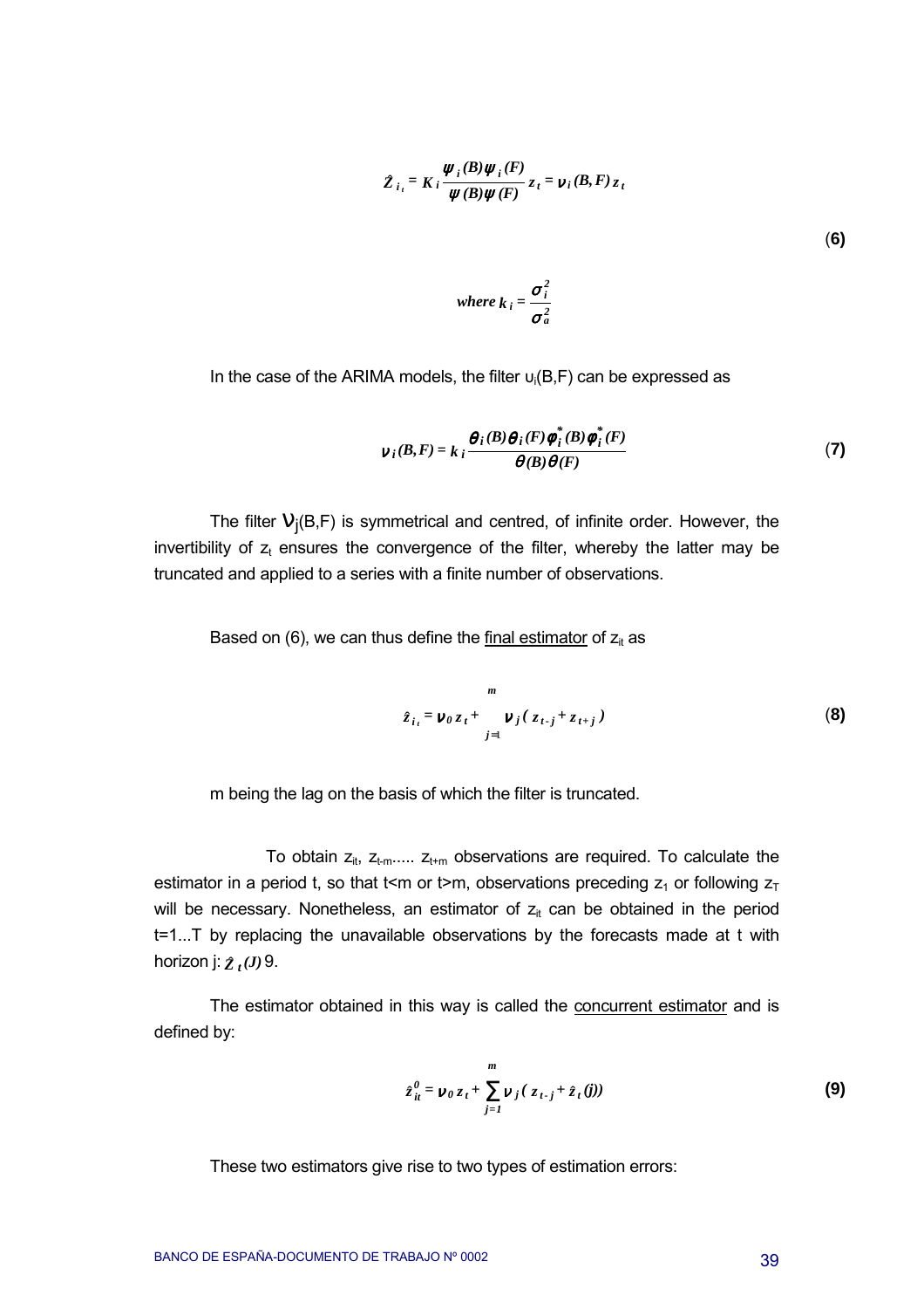$$\hat{Z}_{i_t} = K_i \frac{\psi_i(B)\psi_i(F)}{\psi(B)\psi(F)} z_t = \nu_i(B,F) z_t \tag{6}$$

$$\text{where } k_i = \frac{\sigma_i^2}{\sigma_a^2}$$

In the case of the ARIMA models, the filter $\upsilon_i(B,F)$ can be expressed as

$$\nu_i(B,F) = k_i \frac{\theta_i(B)\theta_i(F)\phi_i^*(B)\phi_i^*(F)}{\theta(B)\theta(F)} \tag{7}$$

The filter $\nu_j(B,F)$ is symmetrical and centred, of infinite order. However, the invertibility of $z_t$ ensures the convergence of the filter, whereby the latter may be truncated and applied to a series with a finite number of observations.

Based on (6), we can thus define the <u>final estimator</u> of $z_{it}$ as

$$\hat{z}_{i_t} = \nu_0 z_t + \sum_{j=1}^{m} \nu_j (z_{t-j} + z_{t+j}) \tag{8}$$

m being the lag on the basis of which the filter is truncated.

To obtain $z_{it}$, $z_{t-m}$..... $z_{t+m}$ observations are required. To calculate the estimator in a period t, so that t<m or t>m, observations preceding $z_1$ or following $z_T$ will be necessary. Nonetheless, an estimator of $z_{it}$ can be obtained in the period t=1...T by replacing the unavailable observations by the forecasts made at t with horizon j: $\hat{Z}_t(J)$ 9.

The estimator obtained in this way is called the <u>concurrent estimator</u> and is defined by:

$$\hat{z}_{it}^0 = \nu_0 z_t + \sum_{j=1}^{m} \nu_j (z_{t-j} + \hat{z}_t(j)) \tag{9}$$

These two estimators give rise to two types of estimation errors: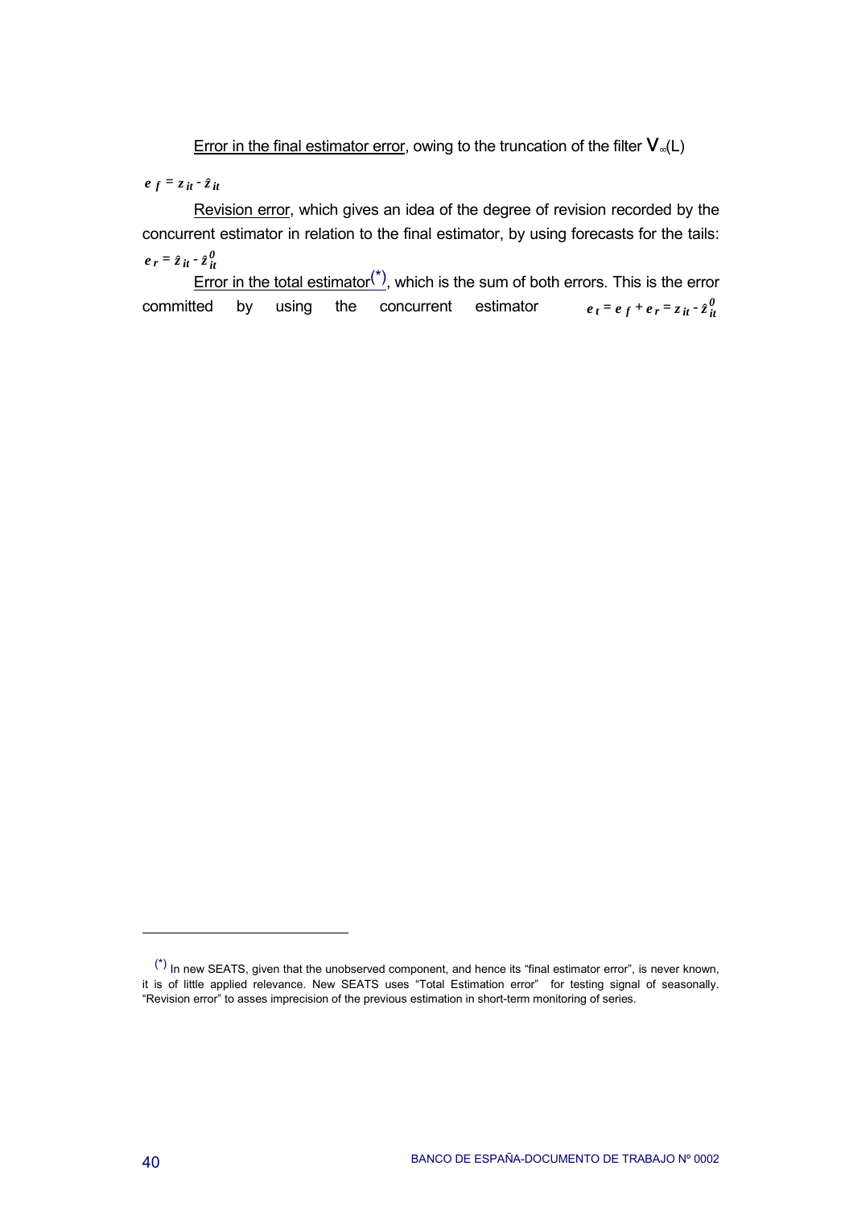Error in the final estimator error, owing to the truncation of the filter $V_{\infty}(L)$

$e_f = z_{it} - \hat{z}_{it}$

Revision error, which gives an idea of the degree of revision recorded by the concurrent estimator in relation to the final estimator, by using forecasts for the tails: $e_r = \hat{z}_{it} - \hat{z}^0_{it}$

Error in the total estimator[(*)], which is the sum of both errors. This is the error committed by using the concurrent estimator $e_t = e_f + e_r = z_{it} - \hat{z}^0_{it}$

---

[(*)] In new SEATS, given that the unobserved component, and hence its "final estimator error", is never known, it is of little applied relevance. New SEATS uses "Total Estimation error" for testing signal of seasonally. "Revision error" to asses imprecision of the previous estimation in short-term monitoring of series.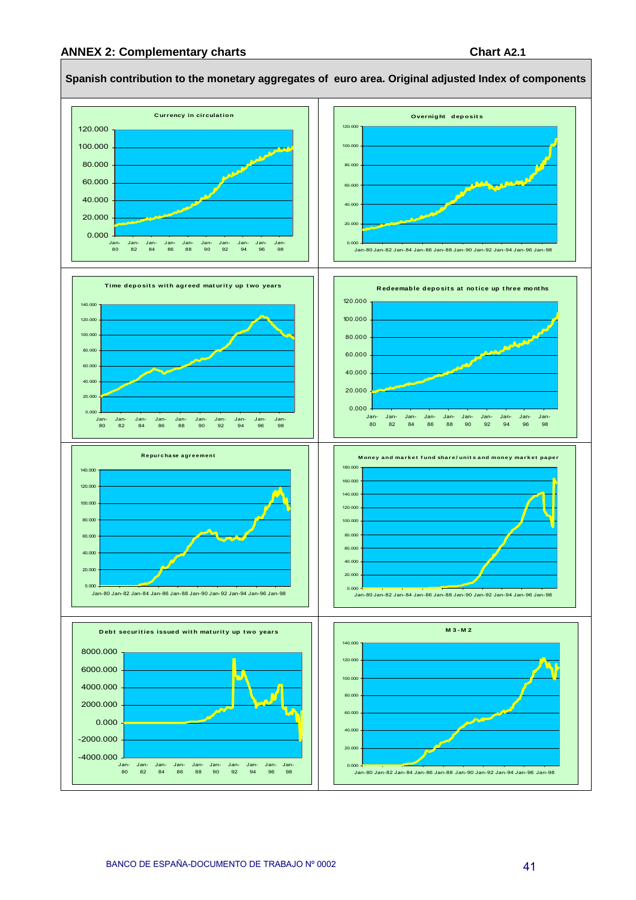## ANNEX 2: Complementary charts

**Chart A2.1**

**Spanish contribution to the monetary aggregates of euro area. Original adjusted Index of components**

Currency in circulation

Overnight deposits

Time deposits with agreed maturity up two years

Redeemable deposits at notice up three months

Repurchase agreement

Money and market fund share/units and money market paper

Debt securities issued with maturity up two years

M3-M2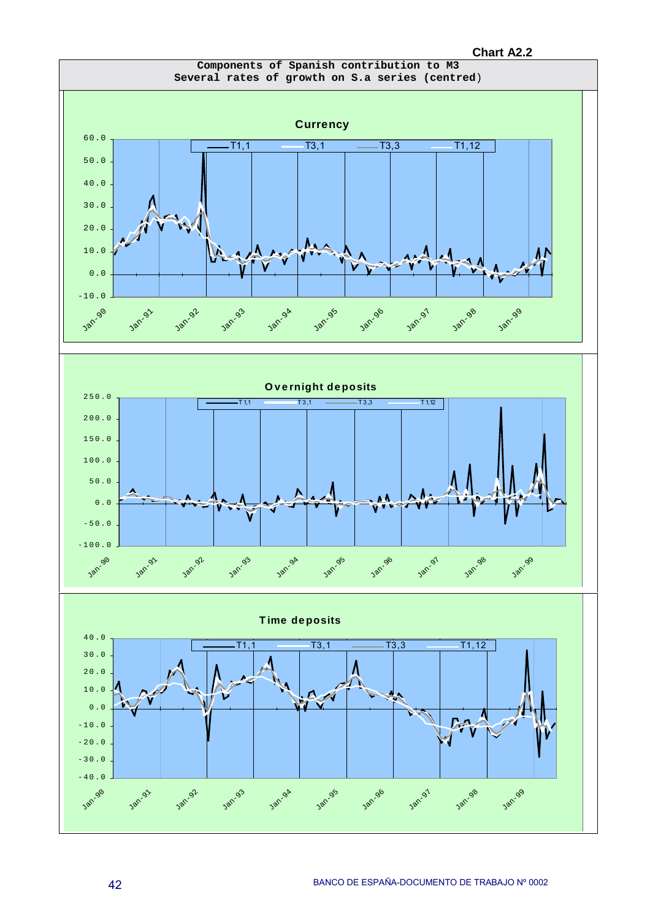**Chart A2.2**

**Components of Spanish contribution to M3**
**Several rates of growth on S.a series (centred)**

**Currency**

T1,1 — T3,1 — T3,3 — T1,12

**Overnight deposits**

T1,1 — T3,1 — T3,3 — T1,12

**Time deposits**

T1,1 — T3,1 — T3,3 — T1,12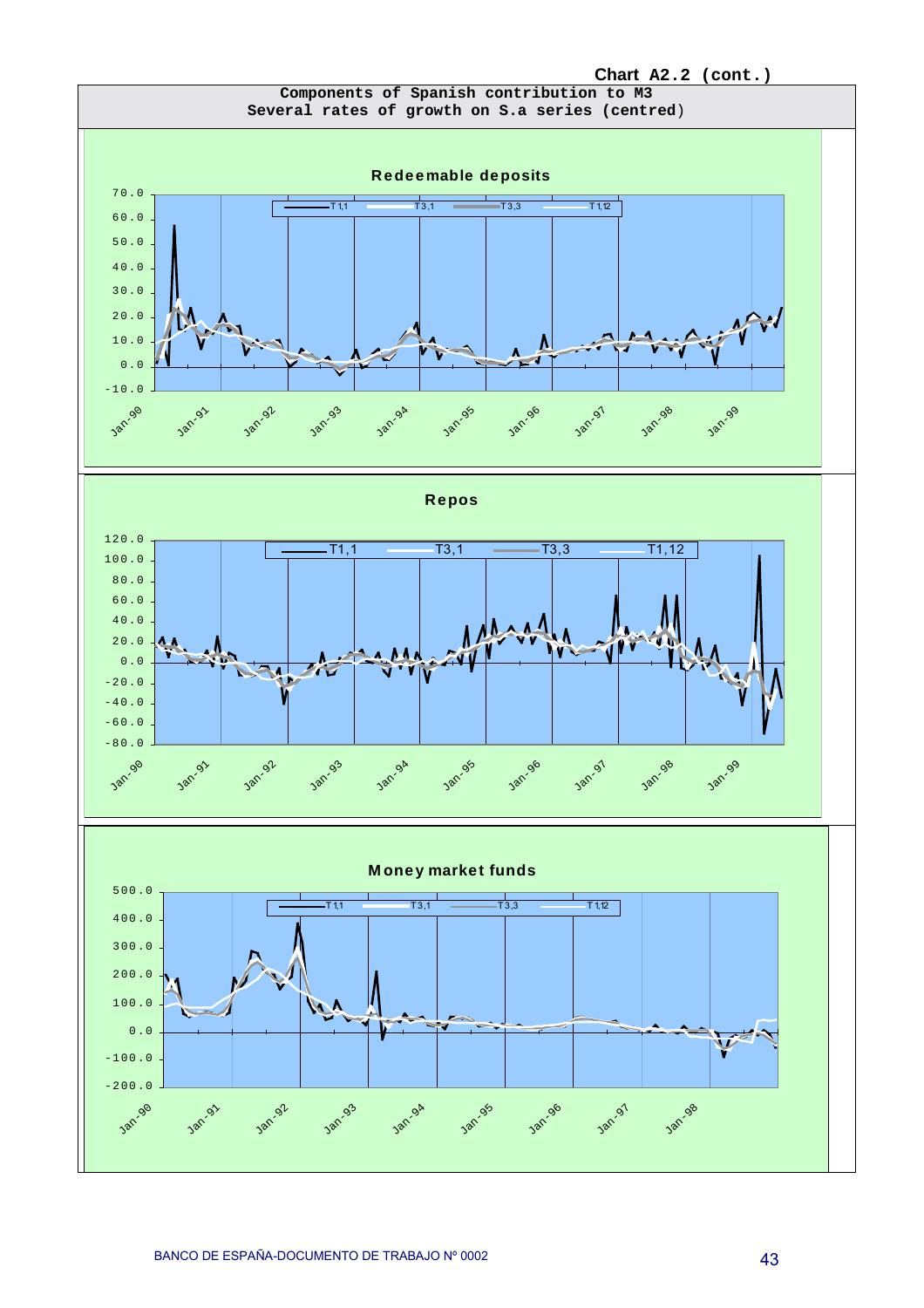Chart A2.2 (cont.)

**Components of Spanish contribution to M3**
**Several rates of growth on S.a series (centred)**

**Redeemable deposits**

T1,1 — T3,1 — T3,3 — T1,12

**Repos**

T1,1 — T3,1 — T3,3 — T1,12

**Money market funds**

T1,1 — T3,1 — T3,3 — T1,12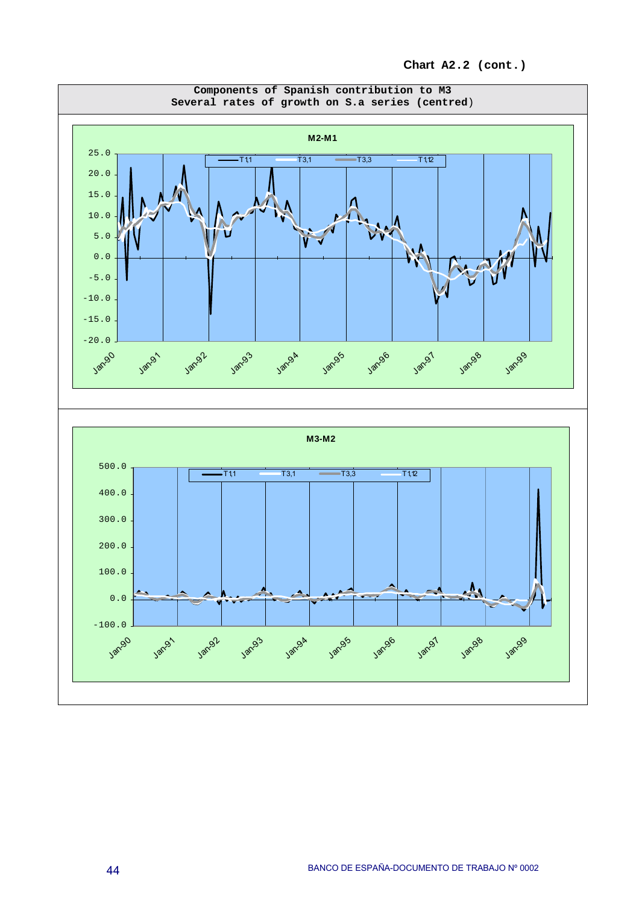**Chart A2.2 (cont.)**

**Components of Spanish contribution to M3**
**Several rates of growth on S.a series (centred)**

**M2-M1**

T1,1
T3,1
T3,3
T1,12

25.0
20.0
15.0
10.0
5.0
0.0
-5.0
-10.0
-15.0
-20.0

Jan-90
Jan-91
Jan-92
Jan-93
Jan-94
Jan-95
Jan-96
Jan-97
Jan-98
Jan-99

**M3-M2**

T1,1
T3,1
T3,3
T1,12

500.0
400.0
300.0
200.0
100.0
0.0
-100.0

Jan-90
Jan-91
Jan-92
Jan-93
Jan-94
Jan-95
Jan-96
Jan-97
Jan-98
Jan-99